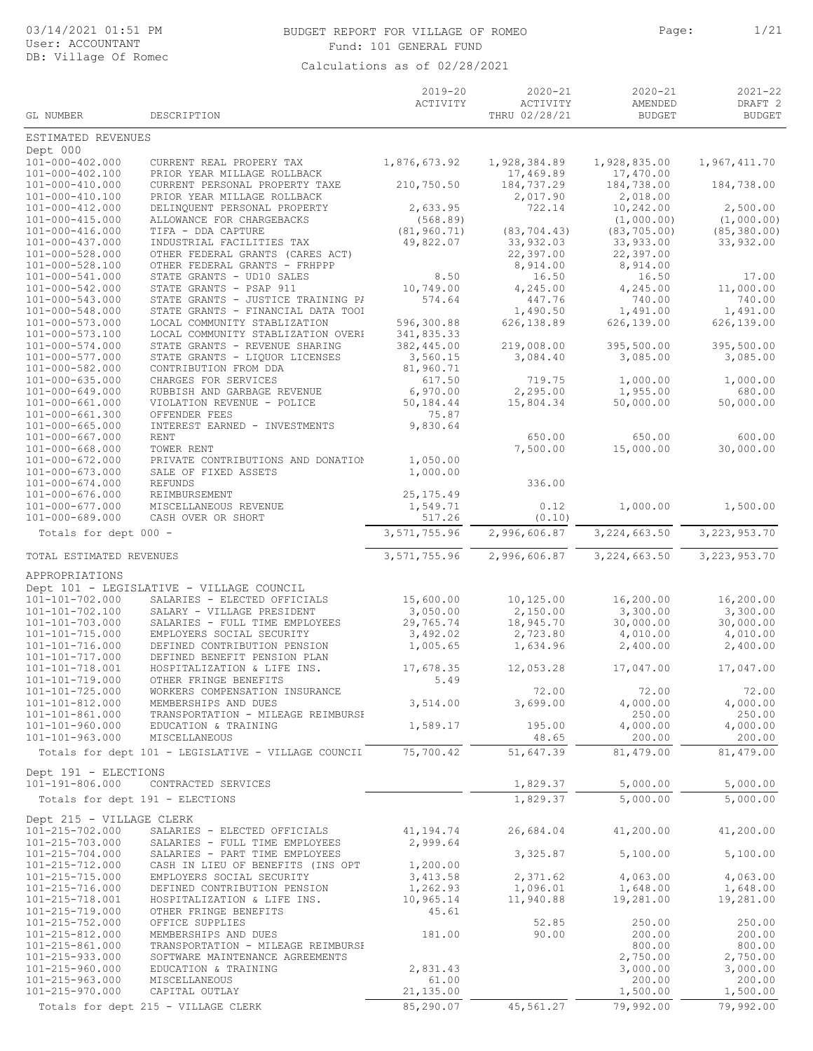BUDGET REPORT FOR VILLAGE OF ROMEO

Fund: 101 GENERAL FUND

Calculations as of 02/28/2021

03/14/2021 01:51 PM
User: ACCOUNTANT
DB: Village Of Romeo

| GL NUMBER | DESCRIPTION | 2019-20 ACTIVITY | 2020-21 ACTIVITY THRU 02/28/21 | 2020-21 AMENDED BUDGET | 2021-22 DRAFT 2 BUDGET |
|---|---|---|---|---|---|
| ESTIMATED REVENUES | | | | | |
| Dept 000 | | | | | |
| 101-000-402.000 | CURRENT REAL PROPERY TAX | 1,876,673.92 | 1,928,384.89 | 1,928,835.00 | 1,967,411.70 |
| 101-000-402.100 | PRIOR YEAR MILLAGE ROLLBACK | | 17,469.89 | 17,470.00 | |
| 101-000-410.000 | CURRENT PERSONAL PROPERTY TAXE | 210,750.50 | 184,737.29 | 184,738.00 | 184,738.00 |
| 101-000-410.100 | PRIOR YEAR MILLAGE ROLLBACK | | 2,017.90 | 2,018.00 | |
| 101-000-412.000 | DELINQUENT PERSONAL PROPERTY | 2,633.95 | 722.14 | 10,242.00 | 2,500.00 |
| 101-000-415.000 | ALLOWANCE FOR CHARGEBACKS | (568.89) | | (1,000.00) | (1,000.00) |
| 101-000-416.000 | TIFA - DDA CAPTURE | (81,960.71) | (83,704.43) | (83,705.00) | (85,380.00) |
| 101-000-437.000 | INDUSTRIAL FACILITIES TAX | 49,822.07 | 33,932.03 | 33,933.00 | 33,932.00 |
| 101-000-528.000 | OTHER FEDERAL GRANTS (CARES ACT) | | 22,397.00 | 22,397.00 | |
| 101-000-528.100 | OTHER FEDERAL GRANTS - FRHPPP | | 8,914.00 | 8,914.00 | |
| 101-000-541.000 | STATE GRANTS - UD10 SALES | 8.50 | 16.50 | 16.50 | 17.00 |
| 101-000-542.000 | STATE GRANTS - PSAP 911 | 10,749.00 | 4,245.00 | 4,245.00 | 11,000.00 |
| 101-000-543.000 | STATE GRANTS - JUSTICE TRAINING PA | 574.64 | 447.76 | 740.00 | 740.00 |
| 101-000-548.000 | STATE GRANTS - FINANCIAL DATA TOOI | | 1,490.50 | 1,491.00 | 1,491.00 |
| 101-000-573.000 | LOCAL COMMUNITY STABLIZATION | 596,300.88 | 626,138.89 | 626,139.00 | 626,139.00 |
| 101-000-573.100 | LOCAL COMMUNITY STABLIZATION OVERI | 341,835.33 | | | |
| 101-000-574.000 | STATE GRANTS - REVENUE SHARING | 382,445.00 | 219,008.00 | 395,500.00 | 395,500.00 |
| 101-000-577.000 | STATE GRANTS - LIQUOR LICENSES | 3,560.15 | 3,084.40 | 3,085.00 | 3,085.00 |
| 101-000-582.000 | CONTRIBUTION FROM DDA | 81,960.71 | | | |
| 101-000-635.000 | CHARGES FOR SERVICES | 617.50 | 719.75 | 1,000.00 | 1,000.00 |
| 101-000-649.000 | RUBBISH AND GARBAGE REVENUE | 6,970.00 | 2,295.00 | 1,955.00 | 680.00 |
| 101-000-661.000 | VIOLATION REVENUE - POLICE | 50,184.44 | 15,804.34 | 50,000.00 | 50,000.00 |
| 101-000-661.300 | OFFENDER FEES | 75.87 | | | |
| 101-000-665.000 | INTEREST EARNED - INVESTMENTS | 9,830.64 | | | |
| 101-000-667.000 | RENT | | 650.00 | 650.00 | 600.00 |
| 101-000-668.000 | TOWER RENT | | 7,500.00 | 15,000.00 | 30,000.00 |
| 101-000-672.000 | PRIVATE CONTRIBUTIONS AND DONATION | 1,050.00 | | | |
| 101-000-673.000 | SALE OF FIXED ASSETS | 1,000.00 | | | |
| 101-000-674.000 | REFUNDS | | 336.00 | | |
| 101-000-676.000 | REIMBURSEMENT | 25,175.49 | | | |
| 101-000-677.000 | MISCELLANEOUS REVENUE | 1,549.71 | 0.12 | 1,000.00 | 1,500.00 |
| 101-000-689.000 | CASH OVER OR SHORT | 517.26 | (0.10) | | |
| Totals for dept 000 - | | 3,571,755.96 | 2,996,606.87 | 3,224,663.50 | 3,223,953.70 |
| TOTAL ESTIMATED REVENUES | | 3,571,755.96 | 2,996,606.87 | 3,224,663.50 | 3,223,953.70 |
| APPROPRIATIONS | | | | | |
| Dept 101 - LEGISLATIVE - VILLAGE COUNCIL | | | | | |
| 101-101-702.000 | SALARIES - ELECTED OFFICIALS | 15,600.00 | 10,125.00 | 16,200.00 | 16,200.00 |
| 101-101-702.100 | SALARY - VILLAGE PRESIDENT | 3,050.00 | 2,150.00 | 3,300.00 | 3,300.00 |
| 101-101-703.000 | SALARIES - FULL TIME EMPLOYEES | 29,765.74 | 18,945.70 | 30,000.00 | 30,000.00 |
| 101-101-715.000 | EMPLOYERS SOCIAL SECURITY | 3,492.02 | 2,723.80 | 4,010.00 | 4,010.00 |
| 101-101-716.000 | DEFINED CONTRIBUTION PENSION | 1,005.65 | 1,634.96 | 2,400.00 | 2,400.00 |
| 101-101-717.000 | DEFINED BENEFIT PENSION PLAN | | | | |
| 101-101-718.001 | HOSPITALIZATION & LIFE INS. | 17,678.35 | 12,053.28 | 17,047.00 | 17,047.00 |
| 101-101-719.000 | OTHER FRINGE BENEFITS | 5.49 | | | |
| 101-101-725.000 | WORKERS COMPENSATION INSURANCE | | 72.00 | 72.00 | 72.00 |
| 101-101-812.000 | MEMBERSHIPS AND DUES | 3,514.00 | 3,699.00 | 4,000.00 | 4,000.00 |
| 101-101-861.000 | TRANSPORTATION - MILEAGE REIMBURSE | | | 250.00 | 250.00 |
| 101-101-960.000 | EDUCATION & TRAINING | 1,589.17 | 195.00 | 4,000.00 | 4,000.00 |
| 101-101-963.000 | MISCELLANEOUS | | 48.65 | 200.00 | 200.00 |
| Totals for dept 101 - LEGISLATIVE - VILLAGE COUNCIL | | 75,700.42 | 51,647.39 | 81,479.00 | 81,479.00 |
| Dept 191 - ELECTIONS | | | | | |
| 101-191-806.000 | CONTRACTED SERVICES | | 1,829.37 | 5,000.00 | 5,000.00 |
| Totals for dept 191 - ELECTIONS | | | 1,829.37 | 5,000.00 | 5,000.00 |
| Dept 215 - VILLAGE CLERK | | | | | |
| 101-215-702.000 | SALARIES - ELECTED OFFICIALS | 41,194.74 | 26,684.04 | 41,200.00 | 41,200.00 |
| 101-215-703.000 | SALARIES - FULL TIME EMPLOYEES | 2,999.64 | | | |
| 101-215-704.000 | SALARIES - PART TIME EMPLOYEES | | 3,325.87 | 5,100.00 | 5,100.00 |
| 101-215-712.000 | CASH IN LIEU OF BENEFITS (INS OPT | 1,200.00 | | | |
| 101-215-715.000 | EMPLOYERS SOCIAL SECURITY | 3,413.58 | 2,371.62 | 4,063.00 | 4,063.00 |
| 101-215-716.000 | DEFINED CONTRIBUTION PENSION | 1,262.93 | 1,096.01 | 1,648.00 | 1,648.00 |
| 101-215-718.001 | HOSPITALIZATION & LIFE INS. | 10,965.14 | 11,940.88 | 19,281.00 | 19,281.00 |
| 101-215-719.000 | OTHER FRINGE BENEFITS | 45.61 | | | |
| 101-215-752.000 | OFFICE SUPPLIES | | 52.85 | 250.00 | 250.00 |
| 101-215-812.000 | MEMBERSHIPS AND DUES | 181.00 | 90.00 | 200.00 | 200.00 |
| 101-215-861.000 | TRANSPORTATION - MILEAGE REIMBURSE | | | 800.00 | 800.00 |
| 101-215-933.000 | SOFTWARE MAINTENANCE AGREEMENTS | | | 2,750.00 | 2,750.00 |
| 101-215-960.000 | EDUCATION & TRAINING | 2,831.43 | | 3,000.00 | 3,000.00 |
| 101-215-963.000 | MISCELLANEOUS | 61.00 | | 200.00 | 200.00 |
| 101-215-970.000 | CAPITAL OUTLAY | 21,135.00 | | 1,500.00 | 1,500.00 |
| Totals for dept 215 - VILLAGE CLERK | | 85,290.07 | 45,561.27 | 79,992.00 | 79,992.00 |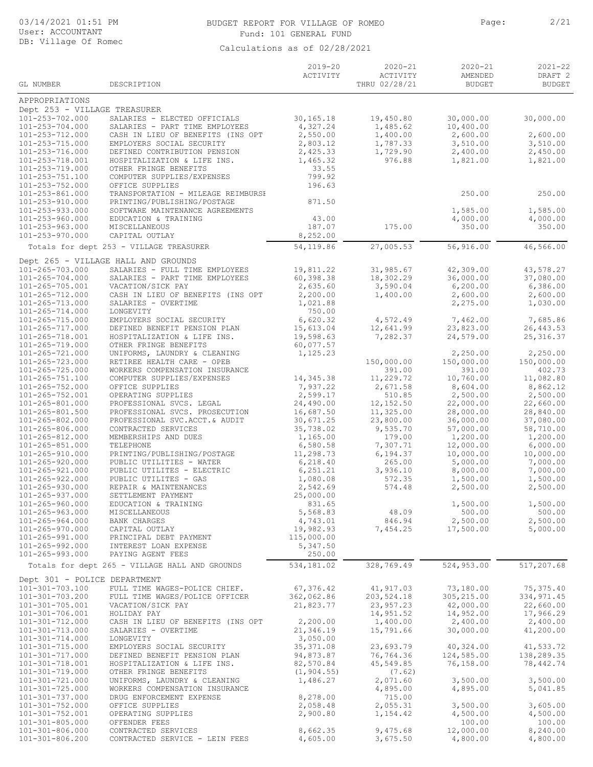# BUDGET REPORT FOR VILLAGE OF ROMEO

Fund: 101 GENERAL FUND

Calculations as of 02/28/2021

03/14/2021 01:51 PM
User: ACCOUNTANT
DB: Village Of Romeo

| GL NUMBER | DESCRIPTION | 2019-20 ACTIVITY | 2020-21 ACTIVITY THRU 02/28/21 | 2020-21 AMENDED BUDGET | 2021-22 DRAFT 2 BUDGET |
|---|---|---|---|---|---|
| APPROPRIATIONS | | | | | |
| Dept 253 - VILLAGE TREASURER | | | | | |
| 101-253-702.000 | SALARIES - ELECTED OFFICIALS | 30,165.18 | 19,450.80 | 30,000.00 | 30,000.00 |
| 101-253-704.000 | SALARIES - PART TIME EMPLOYEES | 4,327.24 | 1,485.62 | 10,400.00 | |
| 101-253-712.000 | CASH IN LIEU OF BENEFITS (INS OPT | 2,550.00 | 1,400.00 | 2,600.00 | 2,600.00 |
| 101-253-715.000 | EMPLOYERS SOCIAL SECURITY | 2,803.12 | 1,787.33 | 3,510.00 | 3,510.00 |
| 101-253-716.000 | DEFINED CONTRIBUTION PENSION | 2,425.33 | 1,729.90 | 2,400.00 | 2,450.00 |
| 101-253-718.001 | HOSPITALIZATION & LIFE INS. | 1,465.32 | 976.88 | 1,821.00 | 1,821.00 |
| 101-253-719.000 | OTHER FRINGE BENEFITS | 33.55 | | | |
| 101-253-751.100 | COMPUTER SUPPLIES/EXPENSES | 799.92 | | | |
| 101-253-752.000 | OFFICE SUPPLIES | 196.63 | | | |
| 101-253-861.000 | TRANSPORTATION - MILEAGE REIMBURSE | | | 250.00 | 250.00 |
| 101-253-910.000 | PRINTING/PUBLISHING/POSTAGE | 871.50 | | | |
| 101-253-933.000 | SOFTWARE MAINTENANCE AGREEMENTS | | | 1,585.00 | 1,585.00 |
| 101-253-960.000 | EDUCATION & TRAINING | 43.00 | | 4,000.00 | 4,000.00 |
| 101-253-963.000 | MISCELLANEOUS | 187.07 | 175.00 | 350.00 | 350.00 |
| 101-253-970.000 | CAPITAL OUTLAY | 8,252.00 | | | |
| | Totals for dept 253 - VILLAGE TREASURER | 54,119.86 | 27,005.53 | 56,916.00 | 46,566.00 |
| Dept 265 - VILLAGE HALL AND GROUNDS | | | | | |
| 101-265-703.000 | SALARIES - FULL TIME EMPLOYEES | 19,811.22 | 31,985.67 | 42,309.00 | 43,578.27 |
| 101-265-704.000 | SALARIES - PART TIME EMPLOYEES | 60,398.38 | 18,302.29 | 36,000.00 | 37,080.00 |
| 101-265-705.001 | VACATION/SICK PAY | 2,635.60 | 3,590.04 | 6,200.00 | 6,386.00 |
| 101-265-712.000 | CASH IN LIEU OF BENEFITS (INS OPT | 2,200.00 | 1,400.00 | 2,600.00 | 2,600.00 |
| 101-265-713.000 | SALARIES - OVERTIME | 1,021.88 | | 2,275.00 | 1,030.00 |
| 101-265-714.000 | LONGEVITY | 750.00 | | | |
| 101-265-715.000 | EMPLOYERS SOCIAL SECURITY | 6,620.32 | 4,572.49 | 7,462.00 | 7,685.86 |
| 101-265-717.000 | DEFINED BENEFIT PENSION PLAN | 15,613.04 | 12,641.99 | 23,823.00 | 26,443.53 |
| 101-265-718.001 | HOSPITALIZATION & LIFE INS. | 19,598.63 | 7,282.37 | 24,579.00 | 25,316.37 |
| 101-265-719.000 | OTHER FRINGE BENEFITS | 60,077.57 | | | |
| 101-265-721.000 | UNIFORMS, LAUNDRY & CLEANING | 1,125.23 | | 2,250.00 | 2,250.00 |
| 101-265-723.000 | RETIREE HEALTH CARE - OPEB | | 150,000.00 | 150,000.00 | 150,000.00 |
| 101-265-725.000 | WORKERS COMPENSATION INSURANCE | | 391.00 | 391.00 | 402.73 |
| 101-265-751.100 | COMPUTER SUPPLIES/EXPENSES | 14,345.38 | 11,229.72 | 10,760.00 | 11,082.80 |
| 101-265-752.000 | OFFICE SUPPLIES | 7,937.22 | 2,671.58 | 8,604.00 | 8,862.12 |
| 101-265-752.001 | OPERATING SUPPLIES | 2,599.17 | 510.85 | 2,500.00 | 2,500.00 |
| 101-265-801.000 | PROFESSIONAL SVCS. LEGAL | 24,490.00 | 12,152.50 | 22,000.00 | 22,660.00 |
| 101-265-801.500 | PROFESSIONAL SVCS. PROSECUTION | 16,687.50 | 11,325.00 | 28,000.00 | 28,840.00 |
| 101-265-802.000 | PROFESSIONAL SVC.ACCT.& AUDIT | 30,671.25 | 23,800.00 | 36,000.00 | 37,080.00 |
| 101-265-806.000 | CONTRACTED SERVICES | 35,738.02 | 9,535.70 | 57,000.00 | 58,710.00 |
| 101-265-812.000 | MEMBERSHIPS AND DUES | 1,165.00 | 179.00 | 1,200.00 | 1,200.00 |
| 101-265-851.000 | TELEPHONE | 6,580.58 | 7,307.71 | 12,000.00 | 6,000.00 |
| 101-265-910.000 | PRINTING/PUBLISHING/POSTAGE | 11,298.73 | 6,194.37 | 10,000.00 | 10,000.00 |
| 101-265-920.000 | PUBLIC UTILITIES - WATER | 6,218.40 | 265.00 | 5,000.00 | 7,000.00 |
| 101-265-921.000 | PUBLIC UTILITES - ELECTRIC | 6,251.21 | 3,936.10 | 8,000.00 | 7,000.00 |
| 101-265-922.000 | PUBLIC UTILITES - GAS | 1,080.08 | 572.35 | 1,500.00 | 1,500.00 |
| 101-265-930.000 | REPAIR & MAINTENANCES | 2,542.69 | 574.48 | 2,500.00 | 2,500.00 |
| 101-265-937.000 | SETTLEMENT PAYMENT | 25,000.00 | | | |
| 101-265-960.000 | EDUCATION & TRAINING | 831.65 | | 1,500.00 | 1,500.00 |
| 101-265-963.000 | MISCELLANEOUS | 5,568.83 | 48.09 | 500.00 | 500.00 |
| 101-265-964.000 | BANK CHARGES | 4,743.01 | 846.94 | 2,500.00 | 2,500.00 |
| 101-265-970.000 | CAPITAL OUTLAY | 19,982.93 | 7,454.25 | 17,500.00 | 5,000.00 |
| 101-265-991.000 | PRINCIPAL DEBT PAYMENT | 115,000.00 | | | |
| 101-265-992.000 | INTEREST LOAN EXPENSE | 5,347.50 | | | |
| 101-265-993.000 | PAYING AGENT FEES | 250.00 | | | |
| | Totals for dept 265 - VILLAGE HALL AND GROUNDS | 534,181.02 | 328,769.49 | 524,953.00 | 517,207.68 |
| Dept 301 - POLICE DEPARTMENT | | | | | |
| 101-301-703.100 | FULL TIME WAGES-POLICE CHIEF. | 67,376.42 | 41,917.03 | 73,180.00 | 75,375.40 |
| 101-301-703.200 | FULL TIME WAGES/POLICE OFFICER | 362,062.86 | 203,524.18 | 305,215.00 | 334,971.45 |
| 101-301-705.001 | VACATION/SICK PAY | 21,823.77 | 23,957.23 | 42,000.00 | 22,660.00 |
| 101-301-706.001 | HOLIDAY PAY | | 14,951.52 | 14,952.00 | 17,966.29 |
| 101-301-712.000 | CASH IN LIEU OF BENEFITS (INS OPT | 2,200.00 | 1,400.00 | 2,400.00 | 2,400.00 |
| 101-301-713.000 | SALARIES - OVERTIME | 21,346.19 | 15,791.66 | 30,000.00 | 41,200.00 |
| 101-301-714.000 | LONGEVITY | 3,050.00 | | | |
| 101-301-715.000 | EMPLOYERS SOCIAL SECURITY | 35,371.08 | 23,693.79 | 40,324.00 | 41,533.72 |
| 101-301-717.000 | DEFINED BENEFIT PENSION PLAN | 94,873.87 | 76,764.36 | 124,585.00 | 138,289.35 |
| 101-301-718.001 | HOSPITALIZATION & LIFE INS. | 82,570.84 | 45,549.85 | 76,158.00 | 78,442.74 |
| 101-301-719.000 | OTHER FRINGE BENEFITS | (1,904.55) | (7.62) | | |
| 101-301-721.000 | UNIFORMS, LAUNDRY & CLEANING | 1,486.27 | 2,071.60 | 3,500.00 | 3,500.00 |
| 101-301-725.000 | WORKERS COMPENSATION INSURANCE | | 4,895.00 | 4,895.00 | 5,041.85 |
| 101-301-737.000 | DRUG ENFORCEMENT EXPENSE | 8,278.00 | 715.00 | | |
| 101-301-752.000 | OFFICE SUPPLIES | 2,058.48 | 2,055.31 | 3,500.00 | 3,605.00 |
| 101-301-752.001 | OPERATING SUPPLIES | 2,900.80 | 1,154.42 | 4,500.00 | 4,500.00 |
| 101-301-805.000 | OFFENDER FEES | | | 100.00 | 100.00 |
| 101-301-806.000 | CONTRACTED SERVICES | 8,662.35 | 9,475.68 | 12,000.00 | 8,240.00 |
| 101-301-806.200 | CONTRACTED SERVICE - LEIN FEES | 4,605.00 | 3,675.50 | 4,800.00 | 4,800.00 |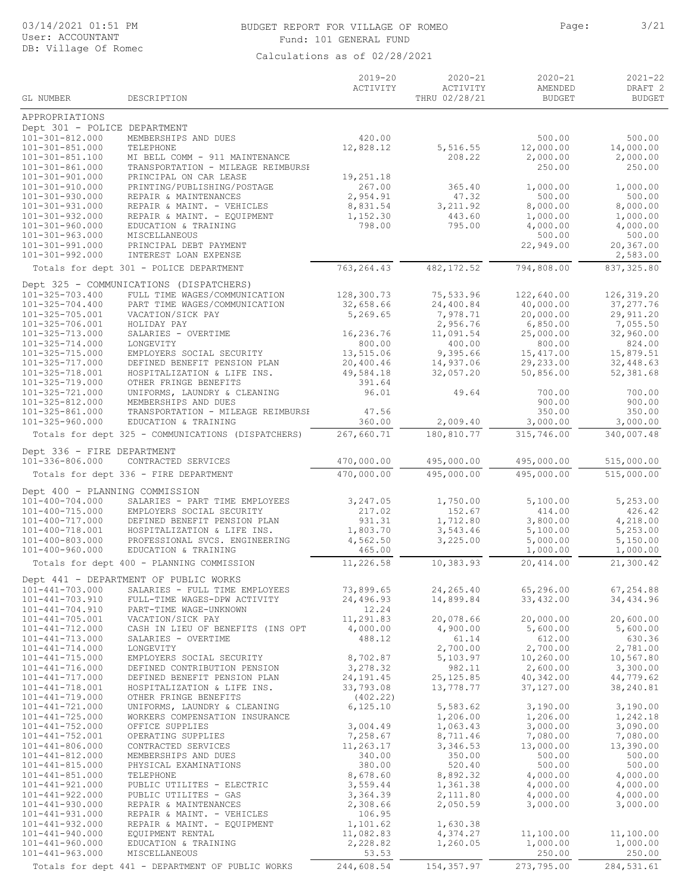# BUDGET REPORT FOR VILLAGE OF ROMEO

Fund: 101 GENERAL FUND

Calculations as of 02/28/2021

03/14/2021 01:51 PM
User: ACCOUNTANT
DB: Village Of Romec

| GL NUMBER | DESCRIPTION | 2019-20 ACTIVITY | 2020-21 ACTIVITY THRU 02/28/21 | 2020-21 AMENDED BUDGET | 2021-22 DRAFT 2 BUDGET |
|---|---|---|---|---|---|
| APPROPRIATIONS | | | | | |
| Dept 301 - POLICE DEPARTMENT | | | | | |
| 101-301-812.000 | MEMBERSHIPS AND DUES | 420.00 | | 500.00 | 500.00 |
| 101-301-851.000 | TELEPHONE | 12,828.12 | 5,516.55 | 12,000.00 | 14,000.00 |
| 101-301-851.100 | MI BELL COMM - 911 MAINTENANCE | | 208.22 | 2,000.00 | 2,000.00 |
| 101-301-861.000 | TRANSPORTATION - MILEAGE REIMBURSE | | | 250.00 | 250.00 |
| 101-301-901.000 | PRINCIPAL ON CAR LEASE | 19,251.18 | | | |
| 101-301-910.000 | PRINTING/PUBLISHING/POSTAGE | 267.00 | 365.40 | 1,000.00 | 1,000.00 |
| 101-301-930.000 | REPAIR & MAINTENANCES | 2,954.91 | 47.32 | 500.00 | 500.00 |
| 101-301-931.000 | REPAIR & MAINT. - VEHICLES | 8,831.54 | 3,211.92 | 8,000.00 | 8,000.00 |
| 101-301-932.000 | REPAIR & MAINT. - EQUIPMENT | 1,152.30 | 443.60 | 1,000.00 | 1,000.00 |
| 101-301-960.000 | EDUCATION & TRAINING | 798.00 | 795.00 | 4,000.00 | 4,000.00 |
| 101-301-963.000 | MISCELLANEOUS | | | 500.00 | 500.00 |
| 101-301-991.000 | PRINCIPAL DEBT PAYMENT | | | 22,949.00 | 20,367.00 |
| 101-301-992.000 | INTEREST LOAN EXPENSE | | | | 2,583.00 |
| | Totals for dept 301 - POLICE DEPARTMENT | 763,264.43 | 482,172.52 | 794,808.00 | 837,325.80 |
| Dept 325 - COMMUNICATIONS (DISPATCHERS) | | | | | |
| 101-325-703.400 | FULL TIME WAGES/COMMUNICATION | 128,300.73 | 75,533.96 | 122,640.00 | 126,319.20 |
| 101-325-704.400 | PART TIME WAGES/COMMUNICATION | 32,658.66 | 24,400.84 | 40,000.00 | 37,277.76 |
| 101-325-705.001 | VACATION/SICK PAY | 5,269.65 | 7,978.71 | 20,000.00 | 29,911.20 |
| 101-325-706.001 | HOLIDAY PAY | | 2,956.76 | 6,850.00 | 7,055.50 |
| 101-325-713.000 | SALARIES - OVERTIME | 16,236.76 | 11,091.54 | 25,000.00 | 32,960.00 |
| 101-325-714.000 | LONGEVITY | 800.00 | 400.00 | 800.00 | 824.00 |
| 101-325-715.000 | EMPLOYERS SOCIAL SECURITY | 13,515.06 | 9,395.66 | 15,417.00 | 15,879.51 |
| 101-325-717.000 | DEFINED BENEFIT PENSION PLAN | 20,400.46 | 14,937.06 | 29,233.00 | 32,448.63 |
| 101-325-718.001 | HOSPITALIZATION & LIFE INS. | 49,584.18 | 32,057.20 | 50,856.00 | 52,381.68 |
| 101-325-719.000 | OTHER FRINGE BENEFITS | 391.64 | | | |
| 101-325-721.000 | UNIFORMS, LAUNDRY & CLEANING | 96.01 | 49.64 | 700.00 | 700.00 |
| 101-325-812.000 | MEMBERSHIPS AND DUES | | | 900.00 | 900.00 |
| 101-325-861.000 | TRANSPORTATION - MILEAGE REIMBURSE | 47.56 | | 350.00 | 350.00 |
| 101-325-960.000 | EDUCATION & TRAINING | 360.00 | 2,009.40 | 3,000.00 | 3,000.00 |
| | Totals for dept 325 - COMMUNICATIONS (DISPATCHERS) | 267,660.71 | 180,810.77 | 315,746.00 | 340,007.48 |
| Dept 336 - FIRE DEPARTMENT | | | | | |
| 101-336-806.000 | CONTRACTED SERVICES | 470,000.00 | 495,000.00 | 495,000.00 | 515,000.00 |
| | Totals for dept 336 - FIRE DEPARTMENT | 470,000.00 | 495,000.00 | 495,000.00 | 515,000.00 |
| Dept 400 - PLANNING COMMISSION | | | | | |
| 101-400-704.000 | SALARIES - PART TIME EMPLOYEES | 3,247.05 | 1,750.00 | 5,100.00 | 5,253.00 |
| 101-400-715.000 | EMPLOYERS SOCIAL SECURITY | 217.02 | 152.67 | 414.00 | 426.42 |
| 101-400-717.000 | DEFINED BENEFIT PENSION PLAN | 931.31 | 1,712.80 | 3,800.00 | 4,218.00 |
| 101-400-718.001 | HOSPITALIZATION & LIFE INS. | 1,803.70 | 3,543.46 | 5,100.00 | 5,253.00 |
| 101-400-803.000 | PROFESSIONAL SVCS. ENGINEERING | 4,562.50 | 3,225.00 | 5,000.00 | 5,150.00 |
| 101-400-960.000 | EDUCATION & TRAINING | 465.00 | | 1,000.00 | 1,000.00 |
| | Totals for dept 400 - PLANNING COMMISSION | 11,226.58 | 10,383.93 | 20,414.00 | 21,300.42 |
| Dept 441 - DEPARTMENT OF PUBLIC WORKS | | | | | |
| 101-441-703.000 | SALARIES - FULL TIME EMPLOYEES | 73,899.65 | 24,265.40 | 65,296.00 | 67,254.88 |
| 101-441-703.910 | FULL-TIME WAGES-DPW ACTIVITY | 24,496.93 | 14,899.84 | 33,432.00 | 34,434.96 |
| 101-441-704.910 | PART-TIME WAGE-UNKNOWN | 12.24 | | | |
| 101-441-705.001 | VACATION/SICK PAY | 11,291.83 | 20,078.66 | 20,000.00 | 20,600.00 |
| 101-441-712.000 | CASH IN LIEU OF BENEFITS (INS OPT | 4,000.00 | 4,900.00 | 5,600.00 | 5,600.00 |
| 101-441-713.000 | SALARIES - OVERTIME | 488.12 | 61.14 | 612.00 | 630.36 |
| 101-441-714.000 | LONGEVITY | | 2,700.00 | 2,700.00 | 2,781.00 |
| 101-441-715.000 | EMPLOYERS SOCIAL SECURITY | 8,702.87 | 5,103.97 | 10,260.00 | 10,567.80 |
| 101-441-716.000 | DEFINED CONTRIBUTION PENSION | 3,278.32 | 982.11 | 2,600.00 | 3,300.00 |
| 101-441-717.000 | DEFINED BENEFIT PENSION PLAN | 24,191.45 | 25,125.85 | 40,342.00 | 44,779.62 |
| 101-441-718.001 | HOSPITALIZATION & LIFE INS. | 33,793.08 | 13,778.77 | 37,127.00 | 38,240.81 |
| 101-441-719.000 | OTHER FRINGE BENEFITS | (402.22) | | | |
| 101-441-721.000 | UNIFORMS, LAUNDRY & CLEANING | 6,125.10 | 5,583.62 | 3,190.00 | 3,190.00 |
| 101-441-725.000 | WORKERS COMPENSATION INSURANCE | | 1,206.00 | 1,206.00 | 1,242.18 |
| 101-441-752.000 | OFFICE SUPPLIES | 3,004.49 | 1,063.43 | 3,000.00 | 3,090.00 |
| 101-441-752.001 | OPERATING SUPPLIES | 7,258.67 | 8,711.46 | 7,080.00 | 7,080.00 |
| 101-441-806.000 | CONTRACTED SERVICES | 11,263.17 | 3,346.53 | 13,000.00 | 13,390.00 |
| 101-441-812.000 | MEMBERSHIPS AND DUES | 340.00 | 350.00 | 500.00 | 500.00 |
| 101-441-815.000 | PHYSICAL EXAMINATIONS | 380.00 | 520.40 | 500.00 | 500.00 |
| 101-441-851.000 | TELEPHONE | 8,678.60 | 8,892.32 | 4,000.00 | 4,000.00 |
| 101-441-921.000 | PUBLIC UTILITES - ELECTRIC | 3,559.44 | 1,361.38 | 4,000.00 | 4,000.00 |
| 101-441-922.000 | PUBLIC UTILITES - GAS | 3,364.39 | 2,111.80 | 4,000.00 | 4,000.00 |
| 101-441-930.000 | REPAIR & MAINTENANCES | 2,308.66 | 2,050.59 | 3,000.00 | 3,000.00 |
| 101-441-931.000 | REPAIR & MAINT. - VEHICLES | 106.95 | | | |
| 101-441-932.000 | REPAIR & MAINT. - EQUIPMENT | 1,101.62 | 1,630.38 | | |
| 101-441-940.000 | EQUIPMENT RENTAL | 11,082.83 | 4,374.27 | 11,100.00 | 11,100.00 |
| 101-441-960.000 | EDUCATION & TRAINING | 2,228.82 | 1,260.05 | 1,000.00 | 1,000.00 |
| 101-441-963.000 | MISCELLANEOUS | 53.53 | | 250.00 | 250.00 |
| | Totals for dept 441 - DEPARTMENT OF PUBLIC WORKS | 244,608.54 | 154,357.97 | 273,795.00 | 284,531.61 |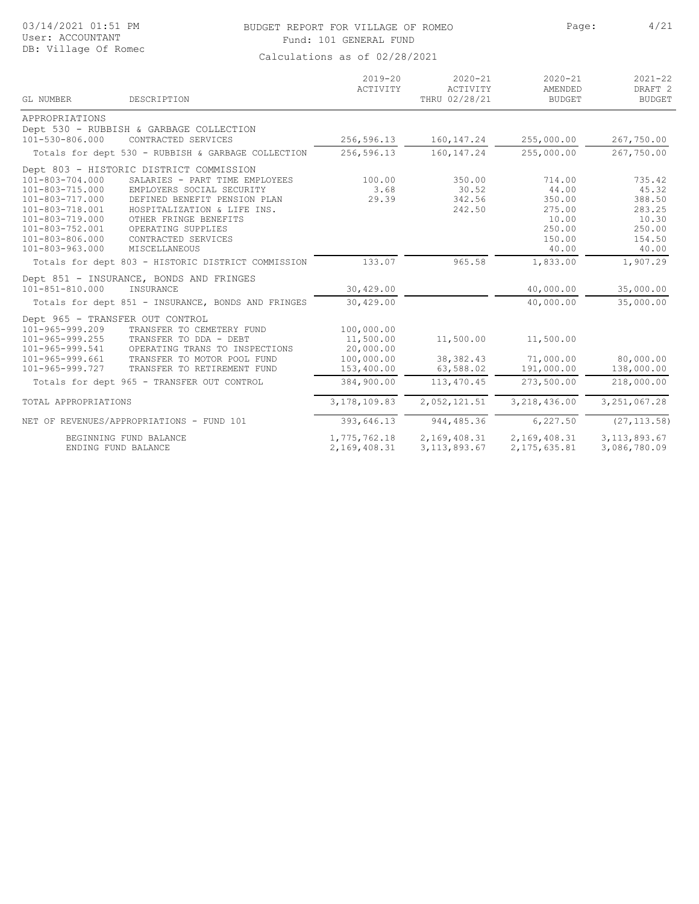BUDGET REPORT FOR VILLAGE OF ROMEO
Fund: 101 GENERAL FUND
Calculations as of 02/28/2021

| GL NUMBER | DESCRIPTION | 2019-20 ACTIVITY | 2020-21 ACTIVITY THRU 02/28/21 | 2020-21 AMENDED BUDGET | 2021-22 DRAFT 2 BUDGET |
|---|---|---|---|---|---|
| APPROPRIATIONS | | | | | |
| Dept 530 - RUBBISH & GARBAGE COLLECTION | | | | | |
| 101-530-806.000 | CONTRACTED SERVICES | 256,596.13 | 160,147.24 | 255,000.00 | 267,750.00 |
| Totals for dept 530 - RUBBISH & GARBAGE COLLECTION | | 256,596.13 | 160,147.24 | 255,000.00 | 267,750.00 |
| Dept 803 - HISTORIC DISTRICT COMMISSION | | | | | |
| 101-803-704.000 | SALARIES - PART TIME EMPLOYEES | 100.00 | 350.00 | 714.00 | 735.42 |
| 101-803-715.000 | EMPLOYERS SOCIAL SECURITY | 3.68 | 30.52 | 44.00 | 45.32 |
| 101-803-717.000 | DEFINED BENEFIT PENSION PLAN | 29.39 | 342.56 | 350.00 | 388.50 |
| 101-803-718.001 | HOSPITALIZATION & LIFE INS. | | 242.50 | 275.00 | 283.25 |
| 101-803-719.000 | OTHER FRINGE BENEFITS | | | 10.00 | 10.30 |
| 101-803-752.001 | OPERATING SUPPLIES | | | 250.00 | 250.00 |
| 101-803-806.000 | CONTRACTED SERVICES | | | 150.00 | 154.50 |
| 101-803-963.000 | MISCELLANEOUS | | | 40.00 | 40.00 |
| Totals for dept 803 - HISTORIC DISTRICT COMMISSION | | 133.07 | 965.58 | 1,833.00 | 1,907.29 |
| Dept 851 - INSURANCE, BONDS AND FRINGES | | | | | |
| 101-851-810.000 | INSURANCE | 30,429.00 | | 40,000.00 | 35,000.00 |
| Totals for dept 851 - INSURANCE, BONDS AND FRINGES | | 30,429.00 | | 40,000.00 | 35,000.00 |
| Dept 965 - TRANSFER OUT CONTROL | | | | | |
| 101-965-999.209 | TRANSFER TO CEMETERY FUND | 100,000.00 | | | |
| 101-965-999.255 | TRANSFER TO DDA - DEBT | 11,500.00 | 11,500.00 | 11,500.00 | |
| 101-965-999.541 | OPERATING TRANS TO INSPECTIONS | 20,000.00 | | | |
| 101-965-999.661 | TRANSFER TO MOTOR POOL FUND | 100,000.00 | 38,382.43 | 71,000.00 | 80,000.00 |
| 101-965-999.727 | TRANSFER TO RETIREMENT FUND | 153,400.00 | 63,588.02 | 191,000.00 | 138,000.00 |
| Totals for dept 965 - TRANSFER OUT CONTROL | | 384,900.00 | 113,470.45 | 273,500.00 | 218,000.00 |
| TOTAL APPROPRIATIONS | | 3,178,109.83 | 2,052,121.51 | 3,218,436.00 | 3,251,067.28 |
| NET OF REVENUES/APPROPRIATIONS - FUND 101 | | 393,646.13 | 944,485.36 | 6,227.50 | (27,113.58) |
| BEGINNING FUND BALANCE | | 1,775,762.18 | 2,169,408.31 | 2,169,408.31 | 3,113,893.67 |
| ENDING FUND BALANCE | | 2,169,408.31 | 3,113,893.67 | 2,175,635.81 | 3,086,780.09 |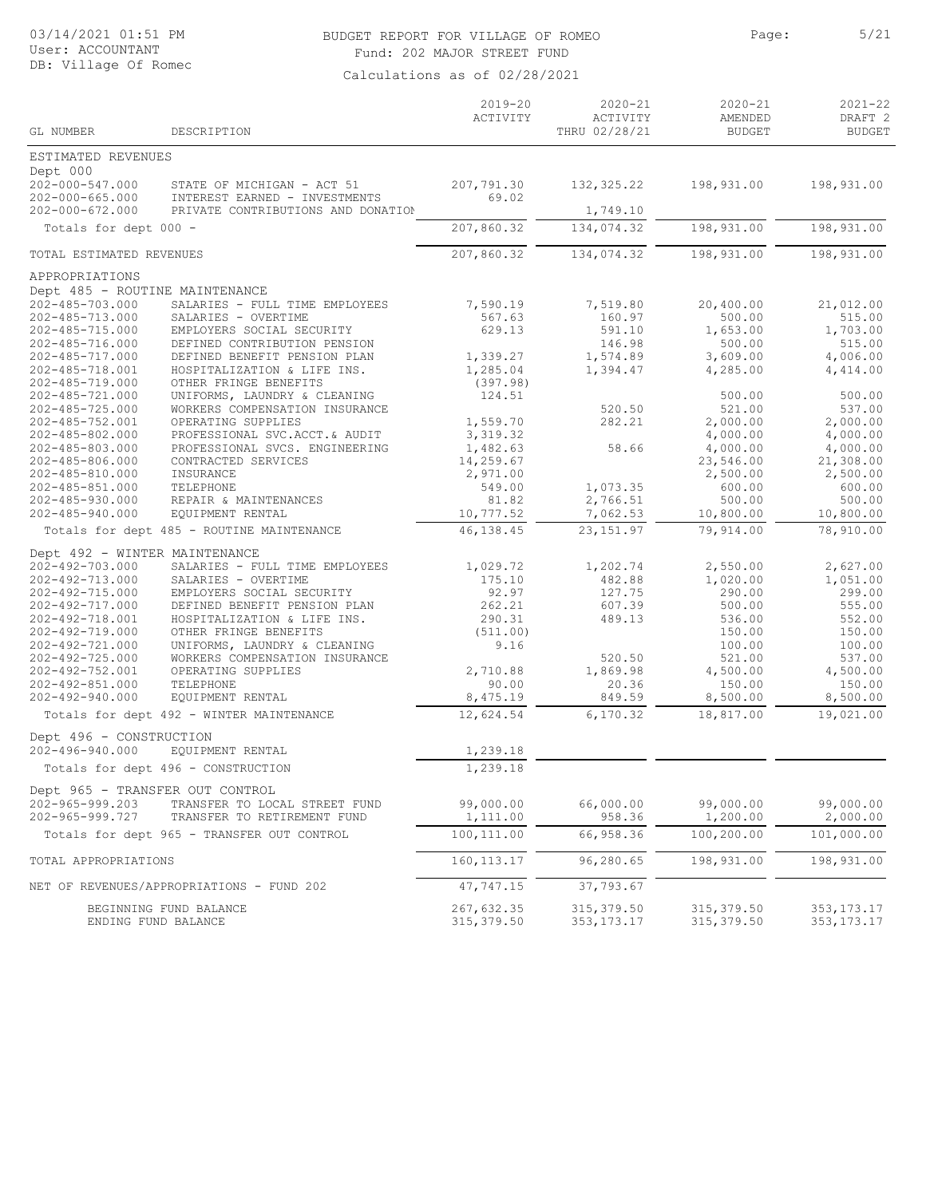# BUDGET REPORT FOR VILLAGE OF ROMEO

Fund: 202 MAJOR STREET FUND

Calculations as of 02/28/2021

03/14/2021 01:51 PM
User: ACCOUNTANT
DB: Village Of Romec

| GL NUMBER | DESCRIPTION | 2019-20 ACTIVITY | 2020-21 ACTIVITY THRU 02/28/21 | 2020-21 AMENDED BUDGET | 2021-22 DRAFT 2 BUDGET |
|---|---|---|---|---|---|
| ESTIMATED REVENUES | | | | | |
| Dept 000 | | | | | |
| 202-000-547.000 | STATE OF MICHIGAN - ACT 51 | 207,791.30 | 132,325.22 | 198,931.00 | 198,931.00 |
| 202-000-665.000 | INTEREST EARNED - INVESTMENTS | 69.02 | | | |
| 202-000-672.000 | PRIVATE CONTRIBUTIONS AND DONATION | | 1,749.10 | | |
| Totals for dept 000 - | | 207,860.32 | 134,074.32 | 198,931.00 | 198,931.00 |
| TOTAL ESTIMATED REVENUES | | 207,860.32 | 134,074.32 | 198,931.00 | 198,931.00 |
| APPROPRIATIONS | | | | | |
| Dept 485 - ROUTINE MAINTENANCE | | | | | |
| 202-485-703.000 | SALARIES - FULL TIME EMPLOYEES | 7,590.19 | 7,519.80 | 20,400.00 | 21,012.00 |
| 202-485-713.000 | SALARIES - OVERTIME | 567.63 | 160.97 | 500.00 | 515.00 |
| 202-485-715.000 | EMPLOYERS SOCIAL SECURITY | 629.13 | 591.10 | 1,653.00 | 1,703.00 |
| 202-485-716.000 | DEFINED CONTRIBUTION PENSION | | 146.98 | 500.00 | 515.00 |
| 202-485-717.000 | DEFINED BENEFIT PENSION PLAN | 1,339.27 | 1,574.89 | 3,609.00 | 4,006.00 |
| 202-485-718.001 | HOSPITALIZATION & LIFE INS. | 1,285.04 | 1,394.47 | 4,285.00 | 4,414.00 |
| 202-485-719.000 | OTHER FRINGE BENEFITS | (397.98) | | | |
| 202-485-721.000 | UNIFORMS, LAUNDRY & CLEANING | 124.51 | | 500.00 | 500.00 |
| 202-485-725.000 | WORKERS COMPENSATION INSURANCE | | 520.50 | 521.00 | 537.00 |
| 202-485-752.001 | OPERATING SUPPLIES | 1,559.70 | 282.21 | 2,000.00 | 2,000.00 |
| 202-485-802.000 | PROFESSIONAL SVC.ACCT.& AUDIT | 3,319.32 | | 4,000.00 | 4,000.00 |
| 202-485-803.000 | PROFESSIONAL SVCS. ENGINEERING | 1,482.63 | 58.66 | 4,000.00 | 4,000.00 |
| 202-485-806.000 | CONTRACTED SERVICES | 14,259.67 | | 23,546.00 | 21,308.00 |
| 202-485-810.000 | INSURANCE | 2,971.00 | | 2,500.00 | 2,500.00 |
| 202-485-851.000 | TELEPHONE | 549.00 | 1,073.35 | 600.00 | 600.00 |
| 202-485-930.000 | REPAIR & MAINTENANCES | 81.82 | 2,766.51 | 500.00 | 500.00 |
| 202-485-940.000 | EQUIPMENT RENTAL | 10,777.52 | 7,062.53 | 10,800.00 | 10,800.00 |
| Totals for dept 485 - ROUTINE MAINTENANCE | | 46,138.45 | 23,151.97 | 79,914.00 | 78,910.00 |
| Dept 492 - WINTER MAINTENANCE | | | | | |
| 202-492-703.000 | SALARIES - FULL TIME EMPLOYEES | 1,029.72 | 1,202.74 | 2,550.00 | 2,627.00 |
| 202-492-713.000 | SALARIES - OVERTIME | 175.10 | 482.88 | 1,020.00 | 1,051.00 |
| 202-492-715.000 | EMPLOYERS SOCIAL SECURITY | 92.97 | 127.75 | 290.00 | 299.00 |
| 202-492-717.000 | DEFINED BENEFIT PENSION PLAN | 262.21 | 607.39 | 500.00 | 555.00 |
| 202-492-718.001 | HOSPITALIZATION & LIFE INS. | 290.31 | 489.13 | 536.00 | 552.00 |
| 202-492-719.000 | OTHER FRINGE BENEFITS | (511.00) | | 150.00 | 150.00 |
| 202-492-721.000 | UNIFORMS, LAUNDRY & CLEANING | 9.16 | | 100.00 | 100.00 |
| 202-492-725.000 | WORKERS COMPENSATION INSURANCE | | 520.50 | 521.00 | 537.00 |
| 202-492-752.001 | OPERATING SUPPLIES | 2,710.88 | 1,869.98 | 4,500.00 | 4,500.00 |
| 202-492-851.000 | TELEPHONE | 90.00 | 20.36 | 150.00 | 150.00 |
| 202-492-940.000 | EQUIPMENT RENTAL | 8,475.19 | 849.59 | 8,500.00 | 8,500.00 |
| Totals for dept 492 - WINTER MAINTENANCE | | 12,624.54 | 6,170.32 | 18,817.00 | 19,021.00 |
| Dept 496 - CONSTRUCTION | | | | | |
| 202-496-940.000 | EQUIPMENT RENTAL | 1,239.18 | | | |
| Totals for dept 496 - CONSTRUCTION | | 1,239.18 | | | |
| Dept 965 - TRANSFER OUT CONTROL | | | | | |
| 202-965-999.203 | TRANSFER TO LOCAL STREET FUND | 99,000.00 | 66,000.00 | 99,000.00 | 99,000.00 |
| 202-965-999.727 | TRANSFER TO RETIREMENT FUND | 1,111.00 | 958.36 | 1,200.00 | 2,000.00 |
| Totals for dept 965 - TRANSFER OUT CONTROL | | 100,111.00 | 66,958.36 | 100,200.00 | 101,000.00 |
| TOTAL APPROPRIATIONS | | 160,113.17 | 96,280.65 | 198,931.00 | 198,931.00 |
| NET OF REVENUES/APPROPRIATIONS - FUND 202 | | 47,747.15 | 37,793.67 | | |
| BEGINNING FUND BALANCE | | 267,632.35 | 315,379.50 | 315,379.50 | 353,173.17 |
| ENDING FUND BALANCE | | 315,379.50 | 353,173.17 | 315,379.50 | 353,173.17 |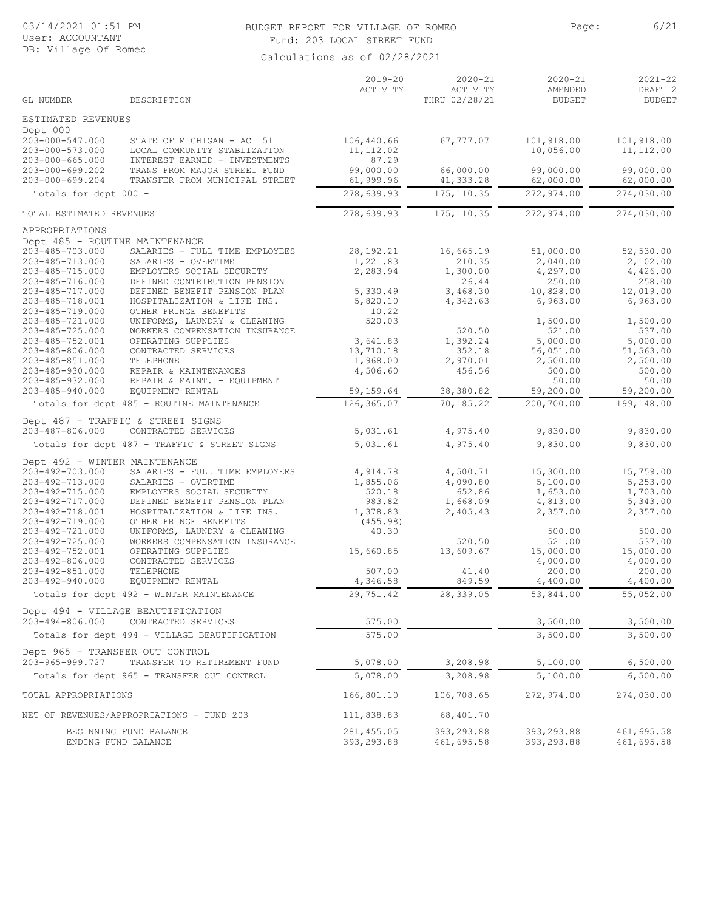# BUDGET REPORT FOR VILLAGE OF ROMEO

Fund: 203 LOCAL STREET FUND

Calculations as of 02/28/2021

03/14/2021 01:51 PM
User: ACCOUNTANT
DB: Village Of Romec

| GL NUMBER | DESCRIPTION | 2019-20 ACTIVITY | 2020-21 ACTIVITY THRU 02/28/21 | 2020-21 AMENDED BUDGET | 2021-22 DRAFT 2 BUDGET |
|---|---|---|---|---|---|
| ESTIMATED REVENUES | | | | | |
| Dept 000 | | | | | |
| 203-000-547.000 | STATE OF MICHIGAN - ACT 51 | 106,440.66 | 67,777.07 | 101,918.00 | 101,918.00 |
| 203-000-573.000 | LOCAL COMMUNITY STABLIZATION | 11,112.02 | | 10,056.00 | 11,112.00 |
| 203-000-665.000 | INTEREST EARNED - INVESTMENTS | 87.29 | | | |
| 203-000-699.202 | TRANS FROM MAJOR STREET FUND | 99,000.00 | 66,000.00 | 99,000.00 | 99,000.00 |
| 203-000-699.204 | TRANSFER FROM MUNICIPAL STREET | 61,999.96 | 41,333.28 | 62,000.00 | 62,000.00 |
| Totals for dept 000 - | | 278,639.93 | 175,110.35 | 272,974.00 | 274,030.00 |
| TOTAL ESTIMATED REVENUES | | 278,639.93 | 175,110.35 | 272,974.00 | 274,030.00 |
| APPROPRIATIONS | | | | | |
| Dept 485 - ROUTINE MAINTENANCE | | | | | |
| 203-485-703.000 | SALARIES - FULL TIME EMPLOYEES | 28,192.21 | 16,665.19 | 51,000.00 | 52,530.00 |
| 203-485-713.000 | SALARIES - OVERTIME | 1,221.83 | 210.35 | 2,040.00 | 2,102.00 |
| 203-485-715.000 | EMPLOYERS SOCIAL SECURITY | 2,283.94 | 1,300.00 | 4,297.00 | 4,426.00 |
| 203-485-716.000 | DEFINED CONTRIBUTION PENSION | | 126.44 | 250.00 | 258.00 |
| 203-485-717.000 | DEFINED BENEFIT PENSION PLAN | 5,330.49 | 3,468.30 | 10,828.00 | 12,019.00 |
| 203-485-718.001 | HOSPITALIZATION & LIFE INS. | 5,820.10 | 4,342.63 | 6,963.00 | 6,963.00 |
| 203-485-719.000 | OTHER FRINGE BENEFITS | 10.22 | | | |
| 203-485-721.000 | UNIFORMS, LAUNDRY & CLEANING | 520.03 | | 1,500.00 | 1,500.00 |
| 203-485-725.000 | WORKERS COMPENSATION INSURANCE | | 520.50 | 521.00 | 537.00 |
| 203-485-752.001 | OPERATING SUPPLIES | 3,641.83 | 1,392.24 | 5,000.00 | 5,000.00 |
| 203-485-806.000 | CONTRACTED SERVICES | 13,710.18 | 352.18 | 56,051.00 | 51,563.00 |
| 203-485-851.000 | TELEPHONE | 1,968.00 | 2,970.01 | 2,500.00 | 2,500.00 |
| 203-485-930.000 | REPAIR & MAINTENANCES | 4,506.60 | 456.56 | 500.00 | 500.00 |
| 203-485-932.000 | REPAIR & MAINT. - EQUIPMENT | | | 50.00 | 50.00 |
| 203-485-940.000 | EQUIPMENT RENTAL | 59,159.64 | 38,380.82 | 59,200.00 | 59,200.00 |
| Totals for dept 485 - ROUTINE MAINTENANCE | | 126,365.07 | 70,185.22 | 200,700.00 | 199,148.00 |
| Dept 487 - TRAFFIC & STREET SIGNS | | | | | |
| 203-487-806.000 | CONTRACTED SERVICES | 5,031.61 | 4,975.40 | 9,830.00 | 9,830.00 |
| Totals for dept 487 - TRAFFIC & STREET SIGNS | | 5,031.61 | 4,975.40 | 9,830.00 | 9,830.00 |
| Dept 492 - WINTER MAINTENANCE | | | | | |
| 203-492-703.000 | SALARIES - FULL TIME EMPLOYEES | 4,914.78 | 4,500.71 | 15,300.00 | 15,759.00 |
| 203-492-713.000 | SALARIES - OVERTIME | 1,855.06 | 4,090.80 | 5,100.00 | 5,253.00 |
| 203-492-715.000 | EMPLOYERS SOCIAL SECURITY | 520.18 | 652.86 | 1,653.00 | 1,703.00 |
| 203-492-717.000 | DEFINED BENEFIT PENSION PLAN | 983.82 | 1,668.09 | 4,813.00 | 5,343.00 |
| 203-492-718.001 | HOSPITALIZATION & LIFE INS. | 1,378.83 | 2,405.43 | 2,357.00 | 2,357.00 |
| 203-492-719.000 | OTHER FRINGE BENEFITS | (455.98) | | | |
| 203-492-721.000 | UNIFORMS, LAUNDRY & CLEANING | 40.30 | | 500.00 | 500.00 |
| 203-492-725.000 | WORKERS COMPENSATION INSURANCE | | 520.50 | 521.00 | 537.00 |
| 203-492-752.001 | OPERATING SUPPLIES | 15,660.85 | 13,609.67 | 15,000.00 | 15,000.00 |
| 203-492-806.000 | CONTRACTED SERVICES | | | 4,000.00 | 4,000.00 |
| 203-492-851.000 | TELEPHONE | 507.00 | 41.40 | 200.00 | 200.00 |
| 203-492-940.000 | EQUIPMENT RENTAL | 4,346.58 | 849.59 | 4,400.00 | 4,400.00 |
| Totals for dept 492 - WINTER MAINTENANCE | | 29,751.42 | 28,339.05 | 53,844.00 | 55,052.00 |
| Dept 494 - VILLAGE BEAUTIFICATION | | | | | |
| 203-494-806.000 | CONTRACTED SERVICES | 575.00 | | 3,500.00 | 3,500.00 |
| Totals for dept 494 - VILLAGE BEAUTIFICATION | | 575.00 | | 3,500.00 | 3,500.00 |
| Dept 965 - TRANSFER OUT CONTROL | | | | | |
| 203-965-999.727 | TRANSFER TO RETIREMENT FUND | 5,078.00 | 3,208.98 | 5,100.00 | 6,500.00 |
| Totals for dept 965 - TRANSFER OUT CONTROL | | 5,078.00 | 3,208.98 | 5,100.00 | 6,500.00 |
| TOTAL APPROPRIATIONS | | 166,801.10 | 106,708.65 | 272,974.00 | 274,030.00 |
| NET OF REVENUES/APPROPRIATIONS - FUND 203 | | 111,838.83 | 68,401.70 | | |
| BEGINNING FUND BALANCE | | 281,455.05 | 393,293.88 | 393,293.88 | 461,695.58 |
| ENDING FUND BALANCE | | 393,293.88 | 461,695.58 | 393,293.88 | 461,695.58 |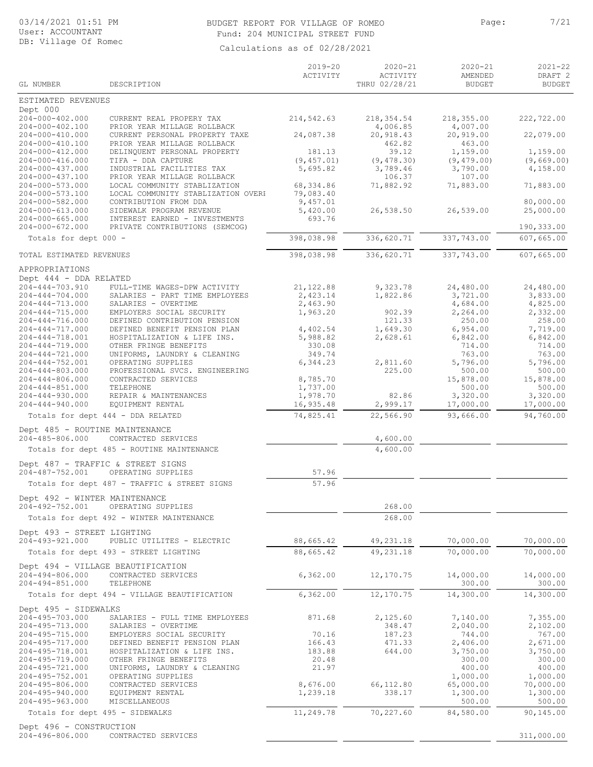# BUDGET REPORT FOR VILLAGE OF ROMEO

Fund: 204 MUNICIPAL STREET FUND

Calculations as of 02/28/2021

03/14/2021 01:51 PM
User: ACCOUNTANT
DB: Village Of Romeo

| GL NUMBER | DESCRIPTION | 2019-20 ACTIVITY | 2020-21 ACTIVITY THRU 02/28/21 | 2020-21 AMENDED BUDGET | 2021-22 DRAFT 2 BUDGET |
|---|---|---|---|---|---|
| ESTIMATED REVENUES | | | | | |
| Dept 000 | | | | | |
| 204-000-402.000 | CURRENT REAL PROPERY TAX | 214,542.63 | 218,354.54 | 218,355.00 | 222,722.00 |
| 204-000-402.100 | PRIOR YEAR MILLAGE ROLLBACK | | 4,006.85 | 4,007.00 | |
| 204-000-410.000 | CURRENT PERSONAL PROPERTY TAXE | 24,087.38 | 20,918.43 | 20,919.00 | 22,079.00 |
| 204-000-410.100 | PRIOR YEAR MILLAGE ROLLBACK | | 462.82 | 463.00 | |
| 204-000-412.000 | DELINQUENT PERSONAL PROPERTY | 181.13 | 39.12 | 1,159.00 | 1,159.00 |
| 204-000-416.000 | TIFA - DDA CAPTURE | (9,457.01) | (9,478.30) | (9,479.00) | (9,669.00) |
| 204-000-437.000 | INDUSTRIAL FACILITIES TAX | 5,695.82 | 3,789.46 | 3,790.00 | 4,158.00 |
| 204-000-437.100 | PRIOR YEAR MILLAGE ROLLBACK | | 106.37 | 107.00 | |
| 204-000-573.000 | LOCAL COMMUNITY STABLIZATION | 68,334.86 | 71,882.92 | 71,883.00 | 71,883.00 |
| 204-000-573.100 | LOCAL COMMUNITY STABLIZATION OVERI | 79,083.40 | | | |
| 204-000-582.000 | CONTRIBUTION FROM DDA | 9,457.01 | | | 80,000.00 |
| 204-000-613.000 | SIDEWALK PROGRAM REVENUE | 5,420.00 | 26,538.50 | 26,539.00 | 25,000.00 |
| 204-000-665.000 | INTEREST EARNED - INVESTMENTS | 693.76 | | | |
| 204-000-672.000 | PRIVATE CONTRIBUTIONS (SEMCOG) | | | | 190,333.00 |
| Totals for dept 000 - | | 398,038.98 | 336,620.71 | 337,743.00 | 607,665.00 |
| TOTAL ESTIMATED REVENUES | | 398,038.98 | 336,620.71 | 337,743.00 | 607,665.00 |
| APPROPRIATIONS | | | | | |
| Dept 444 - DDA RELATED | | | | | |
| 204-444-703.910 | FULL-TIME WAGES-DPW ACTIVITY | 21,122.88 | 9,323.78 | 24,480.00 | 24,480.00 |
| 204-444-704.000 | SALARIES - PART TIME EMPLOYEES | 2,423.14 | 1,822.86 | 3,721.00 | 3,833.00 |
| 204-444-713.000 | SALARIES - OVERTIME | 2,463.90 | | 4,684.00 | 4,825.00 |
| 204-444-715.000 | EMPLOYERS SOCIAL SECURITY | 1,963.20 | 902.39 | 2,264.00 | 2,332.00 |
| 204-444-716.000 | DEFINED CONTRIBUTION PENSION | | 121.33 | 250.00 | 258.00 |
| 204-444-717.000 | DEFINED BENEFIT PENSION PLAN | 4,402.54 | 1,649.30 | 6,954.00 | 7,719.00 |
| 204-444-718.001 | HOSPITALIZATION & LIFE INS. | 5,988.82 | 2,628.61 | 6,842.00 | 6,842.00 |
| 204-444-719.000 | OTHER FRINGE BENEFITS | 330.08 | | 714.00 | 714.00 |
| 204-444-721.000 | UNIFORMS, LAUNDRY & CLEANING | 349.74 | | 763.00 | 763.00 |
| 204-444-752.001 | OPERATING SUPPLIES | 6,344.23 | 2,811.60 | 5,796.00 | 5,796.00 |
| 204-444-803.000 | PROFESSIONAL SVCS. ENGINEERING | | 225.00 | 500.00 | 500.00 |
| 204-444-806.000 | CONTRACTED SERVICES | 8,785.70 | | 15,878.00 | 15,878.00 |
| 204-444-851.000 | TELEPHONE | 1,737.00 | | 500.00 | 500.00 |
| 204-444-930.000 | REPAIR & MAINTENANCES | 1,978.70 | 82.86 | 3,320.00 | 3,320.00 |
| 204-444-940.000 | EQUIPMENT RENTAL | 16,935.48 | 2,999.17 | 17,000.00 | 17,000.00 |
| Totals for dept 444 - DDA RELATED | | 74,825.41 | 22,566.90 | 93,666.00 | 94,760.00 |
| Dept 485 - ROUTINE MAINTENANCE | | | | | |
| 204-485-806.000 | CONTRACTED SERVICES | | 4,600.00 | | |
| Totals for dept 485 - ROUTINE MAINTENANCE | | | 4,600.00 | | |
| Dept 487 - TRAFFIC & STREET SIGNS | | | | | |
| 204-487-752.001 | OPERATING SUPPLIES | 57.96 | | | |
| Totals for dept 487 - TRAFFIC & STREET SIGNS | | 57.96 | | | |
| Dept 492 - WINTER MAINTENANCE | | | | | |
| 204-492-752.001 | OPERATING SUPPLIES | | 268.00 | | |
| Totals for dept 492 - WINTER MAINTENANCE | | | 268.00 | | |
| Dept 493 - STREET LIGHTING | | | | | |
| 204-493-921.000 | PUBLIC UTILITES - ELECTRIC | 88,665.42 | 49,231.18 | 70,000.00 | 70,000.00 |
| Totals for dept 493 - STREET LIGHTING | | 88,665.42 | 49,231.18 | 70,000.00 | 70,000.00 |
| Dept 494 - VILLAGE BEAUTIFICATION | | | | | |
| 204-494-806.000 | CONTRACTED SERVICES | 6,362.00 | 12,170.75 | 14,000.00 | 14,000.00 |
| 204-494-851.000 | TELEPHONE | | | 300.00 | 300.00 |
| Totals for dept 494 - VILLAGE BEAUTIFICATION | | 6,362.00 | 12,170.75 | 14,300.00 | 14,300.00 |
| Dept 495 - SIDEWALKS | | | | | |
| 204-495-703.000 | SALARIES - FULL TIME EMPLOYEES | 871.68 | 2,125.60 | 7,140.00 | 7,355.00 |
| 204-495-713.000 | SALARIES - OVERTIME | | 348.47 | 2,040.00 | 2,102.00 |
| 204-495-715.000 | EMPLOYERS SOCIAL SECURITY | 70.16 | 187.23 | 744.00 | 767.00 |
| 204-495-717.000 | DEFINED BENEFIT PENSION PLAN | 166.43 | 471.33 | 2,406.00 | 2,671.00 |
| 204-495-718.001 | HOSPITALIZATION & LIFE INS. | 183.88 | 644.00 | 3,750.00 | 3,750.00 |
| 204-495-719.000 | OTHER FRINGE BENEFITS | 20.48 | | 300.00 | 300.00 |
| 204-495-721.000 | UNIFORMS, LAUNDRY & CLEANING | 21.97 | | 400.00 | 400.00 |
| 204-495-752.001 | OPERATING SUPPLIES | | | 1,000.00 | 1,000.00 |
| 204-495-806.000 | CONTRACTED SERVICES | 8,676.00 | 66,112.80 | 65,000.00 | 70,000.00 |
| 204-495-940.000 | EQUIPMENT RENTAL | 1,239.18 | 338.17 | 1,300.00 | 1,300.00 |
| 204-495-963.000 | MISCELLANEOUS | | | 500.00 | 500.00 |
| Totals for dept 495 - SIDEWALKS | | 11,249.78 | 70,227.60 | 84,580.00 | 90,145.00 |
| Dept 496 - CONSTRUCTION | | | | | |
| 204-496-806.000 | CONTRACTED SERVICES | | | | 311,000.00 |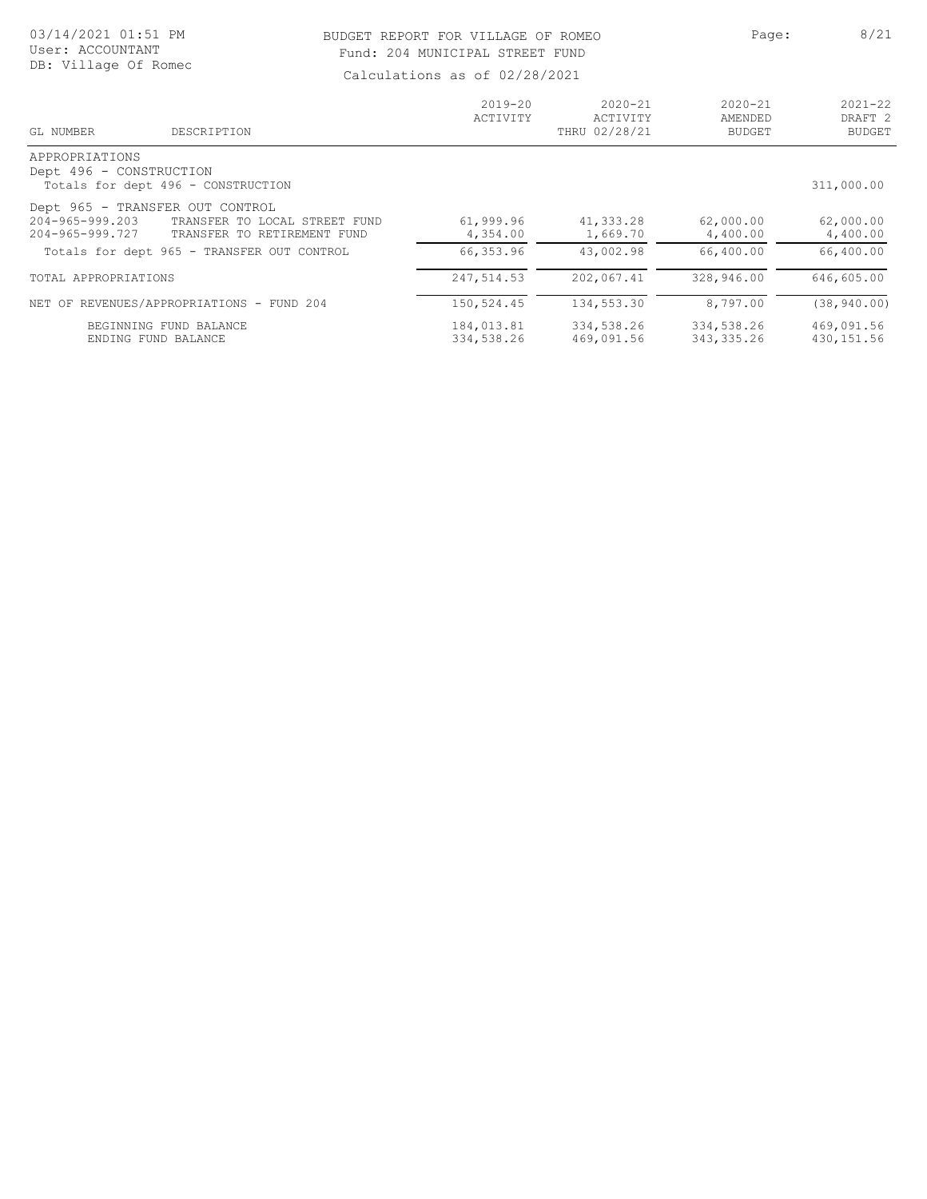BUDGET REPORT FOR VILLAGE OF ROMEO
Fund: 204 MUNICIPAL STREET FUND
Calculations as of 02/28/2021

| GL NUMBER | DESCRIPTION | 2019-20 ACTIVITY | 2020-21 ACTIVITY THRU 02/28/21 | 2020-21 AMENDED BUDGET | 2021-22 DRAFT 2 BUDGET |
|---|---|---|---|---|---|
| APPROPRIATIONS | | | | | |
| Dept 496 - CONSTRUCTION | | | | | |
| | Totals for dept 496 - CONSTRUCTION | | | | 311,000.00 |
| Dept 965 - TRANSFER OUT CONTROL | | | | | |
| 204-965-999.203 | TRANSFER TO LOCAL STREET FUND | 61,999.96 | 41,333.28 | 62,000.00 | 62,000.00 |
| 204-965-999.727 | TRANSFER TO RETIREMENT FUND | 4,354.00 | 1,669.70 | 4,400.00 | 4,400.00 |
| | Totals for dept 965 - TRANSFER OUT CONTROL | 66,353.96 | 43,002.98 | 66,400.00 | 66,400.00 |
| TOTAL APPROPRIATIONS | | 247,514.53 | 202,067.41 | 328,946.00 | 646,605.00 |
| NET OF REVENUES/APPROPRIATIONS - FUND 204 | | 150,524.45 | 134,553.30 | 8,797.00 | (38,940.00) |
| | BEGINNING FUND BALANCE | 184,013.81 | 334,538.26 | 334,538.26 | 469,091.56 |
| | ENDING FUND BALANCE | 334,538.26 | 469,091.56 | 343,335.26 | 430,151.56 |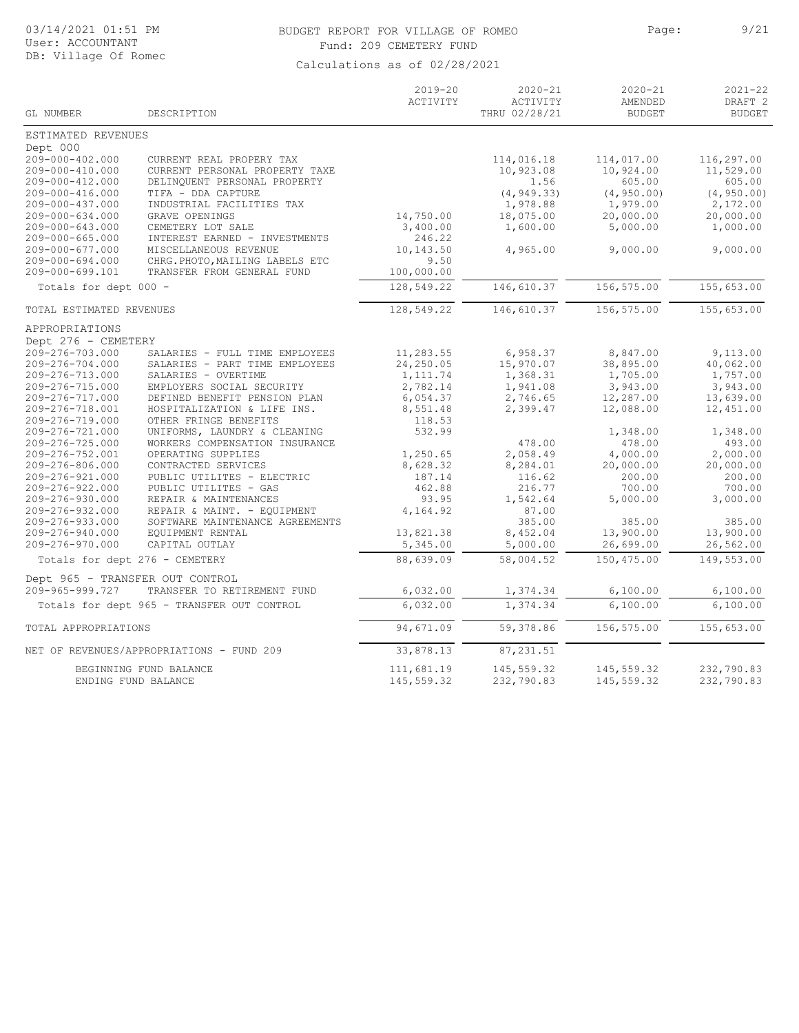# BUDGET REPORT FOR VILLAGE OF ROMEO

Fund: 209 CEMETERY FUND

Calculations as of 02/28/2021

| GL NUMBER | DESCRIPTION | 2019-20 ACTIVITY | 2020-21 ACTIVITY THRU 02/28/21 | 2020-21 AMENDED BUDGET | 2021-22 DRAFT 2 BUDGET |
|---|---|---|---|---|---|
| **ESTIMATED REVENUES** | | | | | |
| Dept 000 | | | | | |
| 209-000-402.000 | CURRENT REAL PROPERY TAX | | 114,016.18 | 114,017.00 | 116,297.00 |
| 209-000-410.000 | CURRENT PERSONAL PROPERTY TAXE | | 10,923.08 | 10,924.00 | 11,529.00 |
| 209-000-412.000 | DELINQUENT PERSONAL PROPERTY | | 1.56 | 605.00 | 605.00 |
| 209-000-416.000 | TIFA - DDA CAPTURE | | (4,949.33) | (4,950.00) | (4,950.00) |
| 209-000-437.000 | INDUSTRIAL FACILITIES TAX | | 1,978.88 | 1,979.00 | 2,172.00 |
| 209-000-634.000 | GRAVE OPENINGS | 14,750.00 | 18,075.00 | 20,000.00 | 20,000.00 |
| 209-000-643.000 | CEMETERY LOT SALE | 3,400.00 | 1,600.00 | 5,000.00 | 1,000.00 |
| 209-000-665.000 | INTEREST EARNED - INVESTMENTS | 246.22 | | | |
| 209-000-677.000 | MISCELLANEOUS REVENUE | 10,143.50 | 4,965.00 | 9,000.00 | 9,000.00 |
| 209-000-694.000 | CHRG.PHOTO,MAILING LABELS ETC | 9.50 | | | |
| 209-000-699.101 | TRANSFER FROM GENERAL FUND | 100,000.00 | | | |
| Totals for dept 000 - | | 128,549.22 | 146,610.37 | 156,575.00 | 155,653.00 |
| TOTAL ESTIMATED REVENUES | | 128,549.22 | 146,610.37 | 156,575.00 | 155,653.00 |
| **APPROPRIATIONS** | | | | | |
| Dept 276 - CEMETERY | | | | | |
| 209-276-703.000 | SALARIES - FULL TIME EMPLOYEES | 11,283.55 | 6,958.37 | 8,847.00 | 9,113.00 |
| 209-276-704.000 | SALARIES - PART TIME EMPLOYEES | 24,250.05 | 15,970.07 | 38,895.00 | 40,062.00 |
| 209-276-713.000 | SALARIES - OVERTIME | 1,111.74 | 1,368.31 | 1,705.00 | 1,757.00 |
| 209-276-715.000 | EMPLOYERS SOCIAL SECURITY | 2,782.14 | 1,941.08 | 3,943.00 | 3,943.00 |
| 209-276-717.000 | DEFINED BENEFIT PENSION PLAN | 6,054.37 | 2,746.65 | 12,287.00 | 13,639.00 |
| 209-276-718.001 | HOSPITALIZATION & LIFE INS. | 8,551.48 | 2,399.47 | 12,088.00 | 12,451.00 |
| 209-276-719.000 | OTHER FRINGE BENEFITS | 118.53 | | | |
| 209-276-721.000 | UNIFORMS, LAUNDRY & CLEANING | 532.99 | | 1,348.00 | 1,348.00 |
| 209-276-725.000 | WORKERS COMPENSATION INSURANCE | | 478.00 | 478.00 | 493.00 |
| 209-276-752.001 | OPERATING SUPPLIES | 1,250.65 | 2,058.49 | 4,000.00 | 2,000.00 |
| 209-276-806.000 | CONTRACTED SERVICES | 8,628.32 | 8,284.01 | 20,000.00 | 20,000.00 |
| 209-276-921.000 | PUBLIC UTILITES - ELECTRIC | 187.14 | 116.62 | 200.00 | 200.00 |
| 209-276-922.000 | PUBLIC UTILITES - GAS | 462.88 | 216.77 | 700.00 | 700.00 |
| 209-276-930.000 | REPAIR & MAINTENANCES | 93.95 | 1,542.64 | 5,000.00 | 3,000.00 |
| 209-276-932.000 | REPAIR & MAINT. - EQUIPMENT | 4,164.92 | 87.00 | | |
| 209-276-933.000 | SOFTWARE MAINTENANCE AGREEMENTS | | 385.00 | 385.00 | 385.00 |
| 209-276-940.000 | EQUIPMENT RENTAL | 13,821.38 | 8,452.04 | 13,900.00 | 13,900.00 |
| 209-276-970.000 | CAPITAL OUTLAY | 5,345.00 | 5,000.00 | 26,699.00 | 26,562.00 |
| Totals for dept 276 - CEMETERY | | 88,639.09 | 58,004.52 | 150,475.00 | 149,553.00 |
| Dept 965 - TRANSFER OUT CONTROL | | | | | |
| 209-965-999.727 | TRANSFER TO RETIREMENT FUND | 6,032.00 | 1,374.34 | 6,100.00 | 6,100.00 |
| Totals for dept 965 - TRANSFER OUT CONTROL | | 6,032.00 | 1,374.34 | 6,100.00 | 6,100.00 |
| TOTAL APPROPRIATIONS | | 94,671.09 | 59,378.86 | 156,575.00 | 155,653.00 |
| NET OF REVENUES/APPROPRIATIONS - FUND 209 | | 33,878.13 | 87,231.51 | | |
| BEGINNING FUND BALANCE | | 111,681.19 | 145,559.32 | 145,559.32 | 232,790.83 |
| ENDING FUND BALANCE | | 145,559.32 | 232,790.83 | 145,559.32 | 232,790.83 |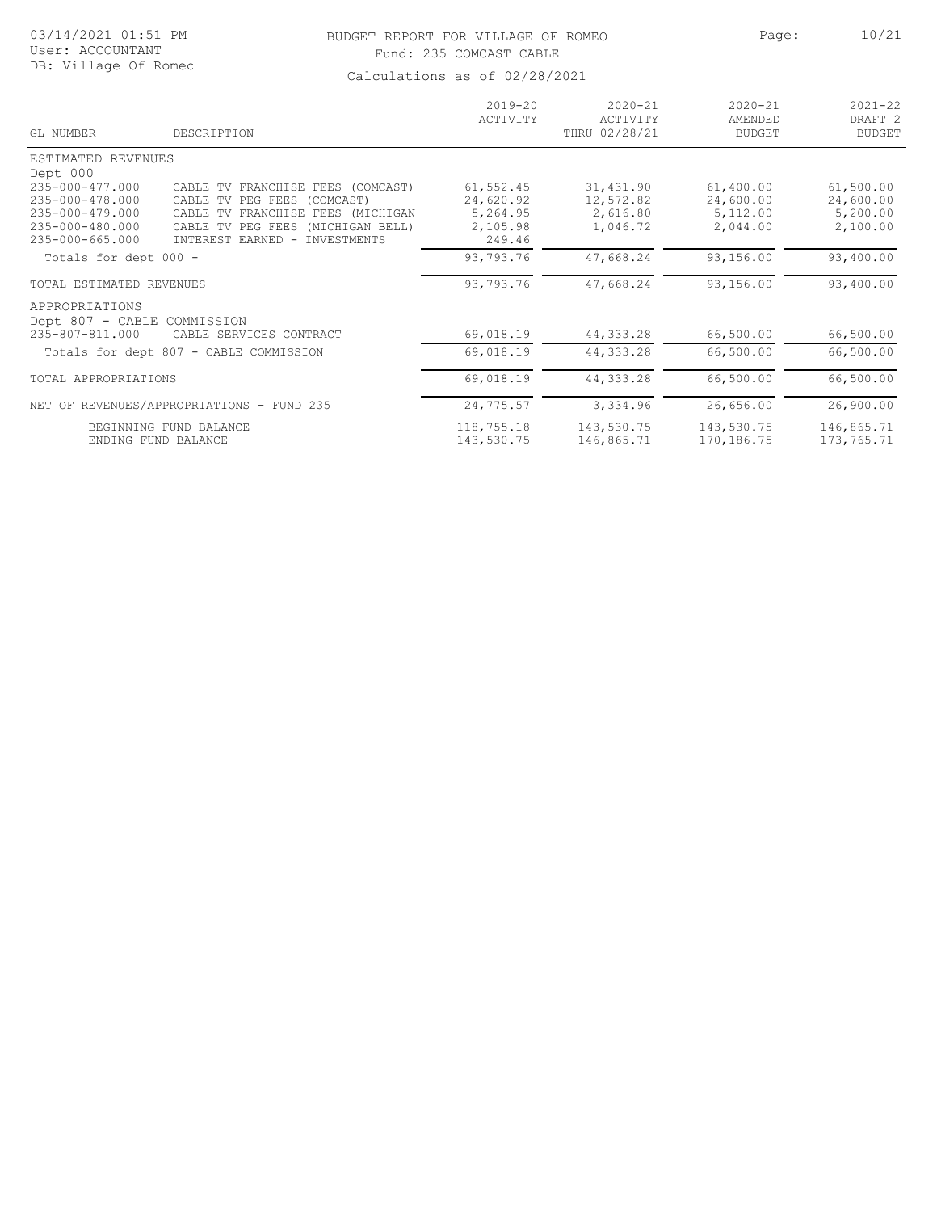# BUDGET REPORT FOR VILLAGE OF ROMEO

Fund: 235 COMCAST CABLE

Calculations as of 02/28/2021

| GL NUMBER | DESCRIPTION | 2019-20 ACTIVITY | 2020-21 ACTIVITY THRU 02/28/21 | 2020-21 AMENDED BUDGET | 2021-22 DRAFT 2 BUDGET |
|---|---|---|---|---|---|
| ESTIMATED REVENUES | | | | | |
| Dept 000 | | | | | |
| 235-000-477.000 | CABLE TV FRANCHISE FEES (COMCAST) | 61,552.45 | 31,431.90 | 61,400.00 | 61,500.00 |
| 235-000-478.000 | CABLE TV PEG FEES (COMCAST) | 24,620.92 | 12,572.82 | 24,600.00 | 24,600.00 |
| 235-000-479.000 | CABLE TV FRANCHISE FEES (MICHIGAN | 5,264.95 | 2,616.80 | 5,112.00 | 5,200.00 |
| 235-000-480.000 | CABLE TV PEG FEES (MICHIGAN BELL) | 2,105.98 | 1,046.72 | 2,044.00 | 2,100.00 |
| 235-000-665.000 | INTEREST EARNED - INVESTMENTS | 249.46 | | | |
| Totals for dept 000 - | | 93,793.76 | 47,668.24 | 93,156.00 | 93,400.00 |
| TOTAL ESTIMATED REVENUES | | 93,793.76 | 47,668.24 | 93,156.00 | 93,400.00 |
| APPROPRIATIONS | | | | | |
| Dept 807 - CABLE COMMISSION | | | | | |
| 235-807-811.000 | CABLE SERVICES CONTRACT | 69,018.19 | 44,333.28 | 66,500.00 | 66,500.00 |
| Totals for dept 807 - CABLE COMMISSION | | 69,018.19 | 44,333.28 | 66,500.00 | 66,500.00 |
| TOTAL APPROPRIATIONS | | 69,018.19 | 44,333.28 | 66,500.00 | 66,500.00 |
| NET OF REVENUES/APPROPRIATIONS - FUND 235 | | 24,775.57 | 3,334.96 | 26,656.00 | 26,900.00 |
| BEGINNING FUND BALANCE | | 118,755.18 | 143,530.75 | 143,530.75 | 146,865.71 |
| ENDING FUND BALANCE | | 143,530.75 | 146,865.71 | 170,186.75 | 173,765.71 |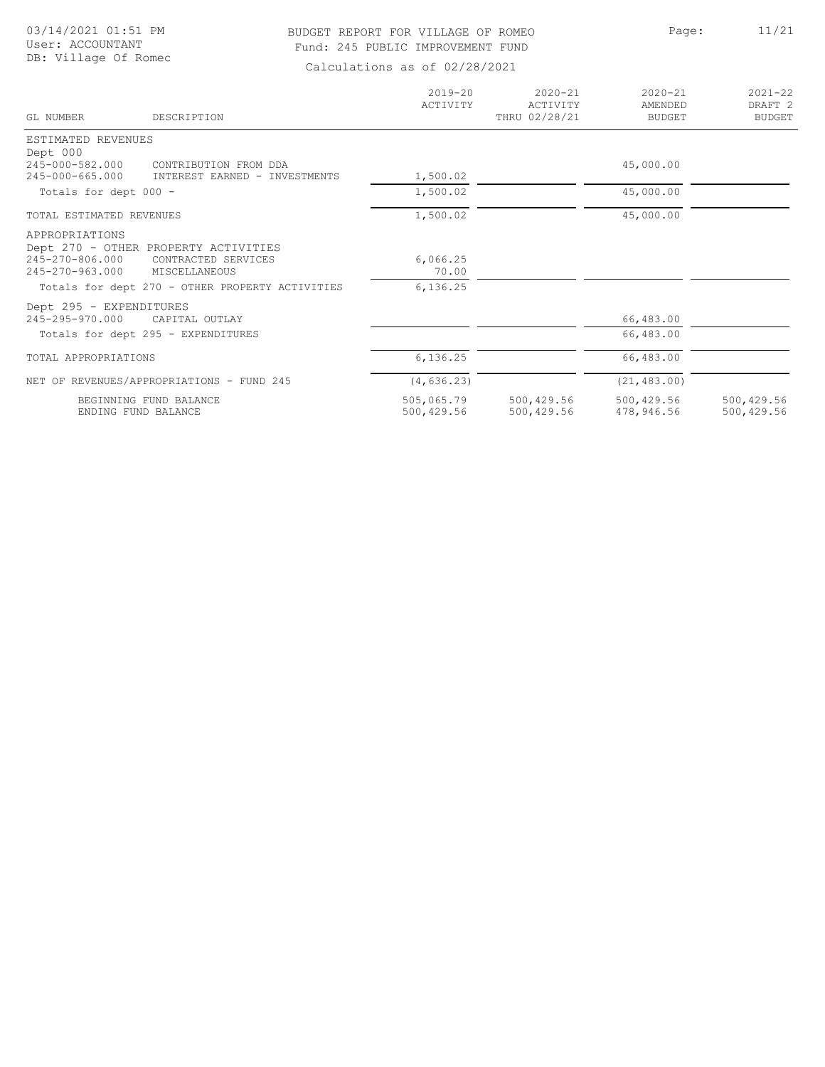BUDGET REPORT FOR VILLAGE OF ROMEO
Fund: 245 PUBLIC IMPROVEMENT FUND

Calculations as of 02/28/2021

03/14/2021 01:51 PM
User: ACCOUNTANT
DB: Village Of Romec

| GL NUMBER | DESCRIPTION | 2019-20 ACTIVITY | 2020-21 ACTIVITY THRU 02/28/21 | 2020-21 AMENDED BUDGET | 2021-22 DRAFT 2 BUDGET |
|---|---|---|---|---|---|
| ESTIMATED REVENUES | | | | | |
| Dept 000 | | | | | |
| 245-000-582.000 | CONTRIBUTION FROM DDA | | | 45,000.00 | |
| 245-000-665.000 | INTEREST EARNED - INVESTMENTS | 1,500.02 | | | |
| Totals for dept 000 - | | 1,500.02 | | 45,000.00 | |
| TOTAL ESTIMATED REVENUES | | 1,500.02 | | 45,000.00 | |
| APPROPRIATIONS | | | | | |
| Dept 270 - OTHER PROPERTY ACTIVITIES | | | | | |
| 245-270-806.000 | CONTRACTED SERVICES | 6,066.25 | | | |
| 245-270-963.000 | MISCELLANEOUS | 70.00 | | | |
| Totals for dept 270 - OTHER PROPERTY ACTIVITIES | | 6,136.25 | | | |
| Dept 295 - EXPENDITURES | | | | | |
| 245-295-970.000 | CAPITAL OUTLAY | | | 66,483.00 | |
| Totals for dept 295 - EXPENDITURES | | | | 66,483.00 | |
| TOTAL APPROPRIATIONS | | 6,136.25 | | 66,483.00 | |
| NET OF REVENUES/APPROPRIATIONS - FUND 245 | | (4,636.23) | | (21,483.00) | |
| | BEGINNING FUND BALANCE | 505,065.79 | 500,429.56 | 500,429.56 | 500,429.56 |
| | ENDING FUND BALANCE | 500,429.56 | 500,429.56 | 478,946.56 | 500,429.56 |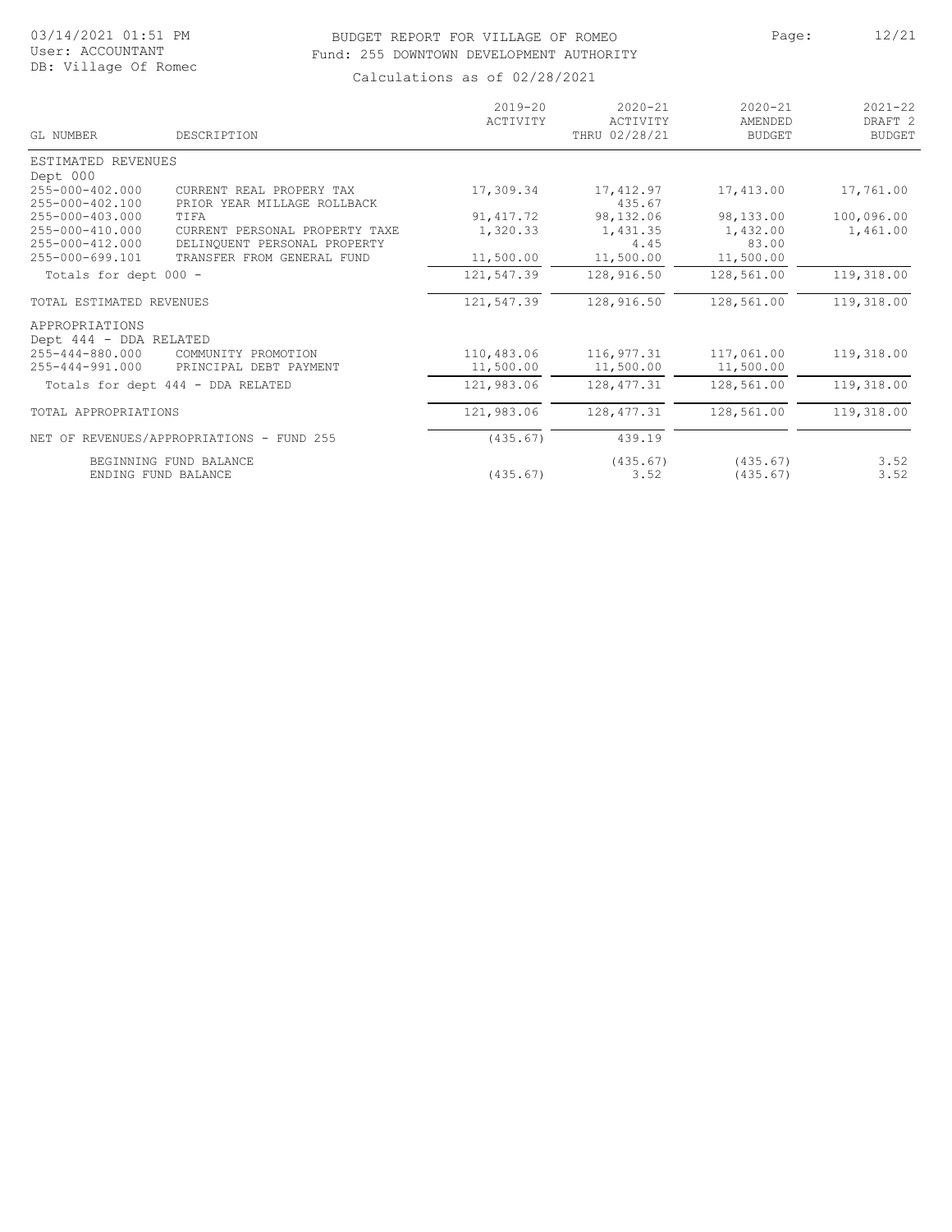# BUDGET REPORT FOR VILLAGE OF ROMEO

## Fund: 255 DOWNTOWN DEVELOPMENT AUTHORITY

Calculations as of 02/28/2021

03/14/2021 01:51 PM
User: ACCOUNTANT
DB: Village Of Romeo

| GL NUMBER | DESCRIPTION | 2019-20 ACTIVITY | 2020-21 ACTIVITY THRU 02/28/21 | 2020-21 AMENDED BUDGET | 2021-22 DRAFT 2 BUDGET |
|---|---|---|---|---|---|
| ESTIMATED REVENUES | | | | | |
| Dept 000 | | | | | |
| 255-000-402.000 | CURRENT REAL PROPERY TAX | 17,309.34 | 17,412.97 | 17,413.00 | 17,761.00 |
| 255-000-402.100 | PRIOR YEAR MILLAGE ROLLBACK | | 435.67 | | |
| 255-000-403.000 | TIFA | 91,417.72 | 98,132.06 | 98,133.00 | 100,096.00 |
| 255-000-410.000 | CURRENT PERSONAL PROPERTY TAXE | 1,320.33 | 1,431.35 | 1,432.00 | 1,461.00 |
| 255-000-412.000 | DELINQUENT PERSONAL PROPERTY | | 4.45 | 83.00 | |
| 255-000-699.101 | TRANSFER FROM GENERAL FUND | 11,500.00 | 11,500.00 | 11,500.00 | |
| Totals for dept 000 - | | 121,547.39 | 128,916.50 | 128,561.00 | 119,318.00 |
| TOTAL ESTIMATED REVENUES | | 121,547.39 | 128,916.50 | 128,561.00 | 119,318.00 |
| APPROPRIATIONS | | | | | |
| Dept 444 - DDA RELATED | | | | | |
| 255-444-880.000 | COMMUNITY PROMOTION | 110,483.06 | 116,977.31 | 117,061.00 | 119,318.00 |
| 255-444-991.000 | PRINCIPAL DEBT PAYMENT | 11,500.00 | 11,500.00 | 11,500.00 | |
| Totals for dept 444 - DDA RELATED | | 121,983.06 | 128,477.31 | 128,561.00 | 119,318.00 |
| TOTAL APPROPRIATIONS | | 121,983.06 | 128,477.31 | 128,561.00 | 119,318.00 |
| NET OF REVENUES/APPROPRIATIONS - FUND 255 | | (435.67) | 439.19 | | |
| BEGINNING FUND BALANCE | | | (435.67) | (435.67) | 3.52 |
| ENDING FUND BALANCE | | (435.67) | 3.52 | (435.67) | 3.52 |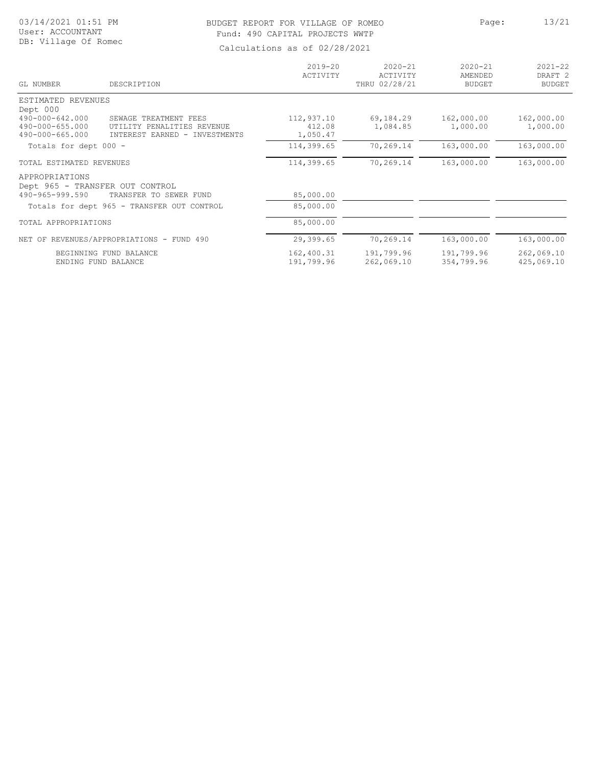# BUDGET REPORT FOR VILLAGE OF ROMEO

Fund: 490 CAPITAL PROJECTS WWTP

Calculations as of 02/28/2021

| GL NUMBER | DESCRIPTION | 2019-20 ACTIVITY | 2020-21 ACTIVITY THRU 02/28/21 | 2020-21 AMENDED BUDGET | 2021-22 DRAFT 2 BUDGET |
|---|---|---|---|---|---|
| ESTIMATED REVENUES | | | | | |
| Dept 000 | | | | | |
| 490-000-642.000 | SEWAGE TREATMENT FEES | 112,937.10 | 69,184.29 | 162,000.00 | 162,000.00 |
| 490-000-655.000 | UTILITY PENALITIES REVENUE | 412.08 | 1,084.85 | 1,000.00 | 1,000.00 |
| 490-000-665.000 | INTEREST EARNED - INVESTMENTS | 1,050.47 | | | |
| Totals for dept 000 - | | 114,399.65 | 70,269.14 | 163,000.00 | 163,000.00 |
| TOTAL ESTIMATED REVENUES | | 114,399.65 | 70,269.14 | 163,000.00 | 163,000.00 |
| APPROPRIATIONS | | | | | |
| Dept 965 - TRANSFER OUT CONTROL | | | | | |
| 490-965-999.590 | TRANSFER TO SEWER FUND | 85,000.00 | | | |
| Totals for dept 965 - TRANSFER OUT CONTROL | | 85,000.00 | | | |
| TOTAL APPROPRIATIONS | | 85,000.00 | | | |
| NET OF REVENUES/APPROPRIATIONS - FUND 490 | | 29,399.65 | 70,269.14 | 163,000.00 | 163,000.00 |
| | BEGINNING FUND BALANCE | 162,400.31 | 191,799.96 | 191,799.96 | 262,069.10 |
| | ENDING FUND BALANCE | 191,799.96 | 262,069.10 | 354,799.96 | 425,069.10 |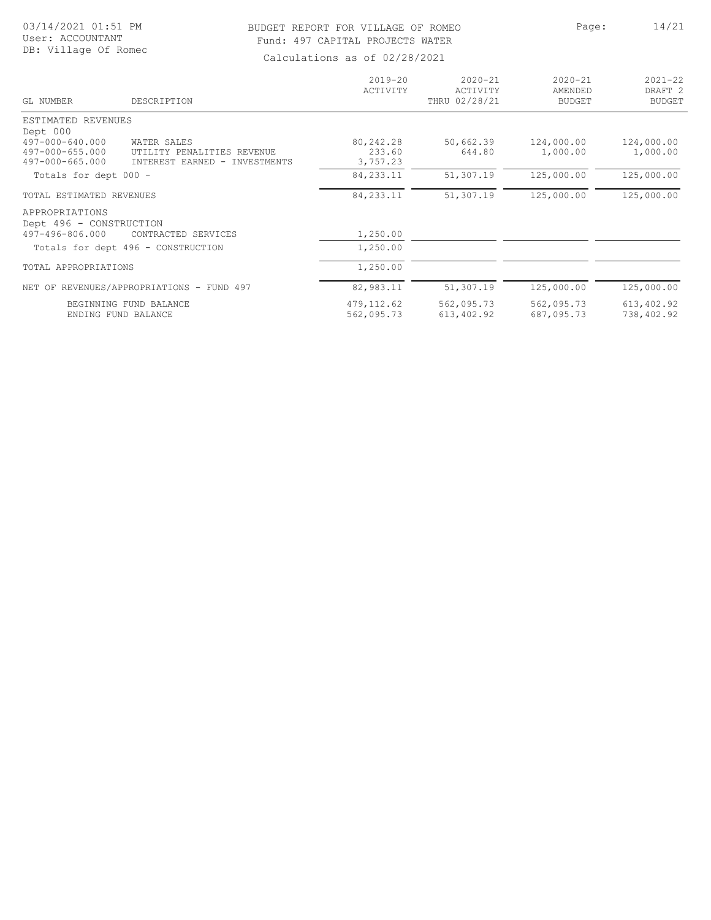# BUDGET REPORT FOR VILLAGE OF ROMEO

Fund: 497 CAPITAL PROJECTS WATER

Calculations as of 02/28/2021

| GL NUMBER | DESCRIPTION | 2019-20 ACTIVITY | 2020-21 ACTIVITY THRU 02/28/21 | 2020-21 AMENDED BUDGET | 2021-22 DRAFT 2 BUDGET |
|---|---|---|---|---|---|
| ESTIMATED REVENUES | | | | | |
| Dept 000 | | | | | |
| 497-000-640.000 | WATER SALES | 80,242.28 | 50,662.39 | 124,000.00 | 124,000.00 |
| 497-000-655.000 | UTILITY PENALITIES REVENUE | 233.60 | 644.80 | 1,000.00 | 1,000.00 |
| 497-000-665.000 | INTEREST EARNED - INVESTMENTS | 3,757.23 | | | |
| Totals for dept 000 - | | 84,233.11 | 51,307.19 | 125,000.00 | 125,000.00 |
| TOTAL ESTIMATED REVENUES | | 84,233.11 | 51,307.19 | 125,000.00 | 125,000.00 |
| APPROPRIATIONS | | | | | |
| Dept 496 - CONSTRUCTION | | | | | |
| 497-496-806.000 | CONTRACTED SERVICES | 1,250.00 | | | |
| Totals for dept 496 - CONSTRUCTION | | 1,250.00 | | | |
| TOTAL APPROPRIATIONS | | 1,250.00 | | | |
| NET OF REVENUES/APPROPRIATIONS - FUND 497 | | 82,983.11 | 51,307.19 | 125,000.00 | 125,000.00 |
| | BEGINNING FUND BALANCE | 479,112.62 | 562,095.73 | 562,095.73 | 613,402.92 |
| | ENDING FUND BALANCE | 562,095.73 | 613,402.92 | 687,095.73 | 738,402.92 |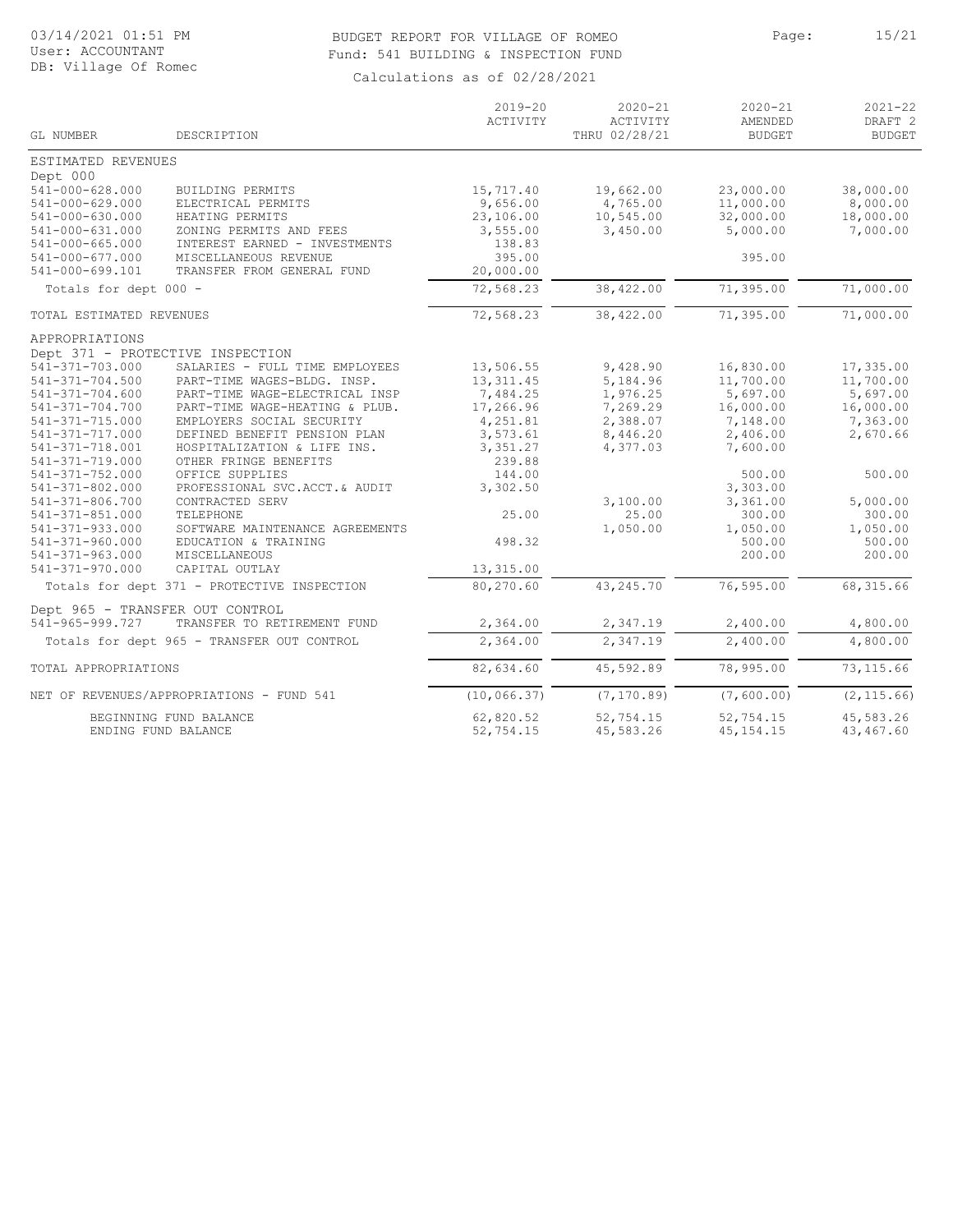# BUDGET REPORT FOR VILLAGE OF ROMEO

Fund: 541 BUILDING & INSPECTION FUND

Calculations as of 02/28/2021

03/14/2021 01:51 PM
User: ACCOUNTANT
DB: Village Of Romeo

| GL NUMBER | DESCRIPTION | 2019-20 ACTIVITY | 2020-21 ACTIVITY THRU 02/28/21 | 2020-21 AMENDED BUDGET | 2021-22 DRAFT 2 BUDGET |
|---|---|---|---|---|---|
| ESTIMATED REVENUES | | | | | |
| Dept 000 | | | | | |
| 541-000-628.000 | BUILDING PERMITS | 15,717.40 | 19,662.00 | 23,000.00 | 38,000.00 |
| 541-000-629.000 | ELECTRICAL PERMITS | 9,656.00 | 4,765.00 | 11,000.00 | 8,000.00 |
| 541-000-630.000 | HEATING PERMITS | 23,106.00 | 10,545.00 | 32,000.00 | 18,000.00 |
| 541-000-631.000 | ZONING PERMITS AND FEES | 3,555.00 | 3,450.00 | 5,000.00 | 7,000.00 |
| 541-000-665.000 | INTEREST EARNED - INVESTMENTS | 138.83 | | | |
| 541-000-677.000 | MISCELLANEOUS REVENUE | 395.00 | | 395.00 | |
| 541-000-699.101 | TRANSFER FROM GENERAL FUND | 20,000.00 | | | |
| Totals for dept 000 - | | 72,568.23 | 38,422.00 | 71,395.00 | 71,000.00 |
| TOTAL ESTIMATED REVENUES | | 72,568.23 | 38,422.00 | 71,395.00 | 71,000.00 |
| APPROPRIATIONS | | | | | |
| Dept 371 - PROTECTIVE INSPECTION | | | | | |
| 541-371-703.000 | SALARIES - FULL TIME EMPLOYEES | 13,506.55 | 9,428.90 | 16,830.00 | 17,335.00 |
| 541-371-704.500 | PART-TIME WAGES-BLDG. INSP. | 13,311.45 | 5,184.96 | 11,700.00 | 11,700.00 |
| 541-371-704.600 | PART-TIME WAGE-ELECTRICAL INSP | 7,484.25 | 1,976.25 | 5,697.00 | 5,697.00 |
| 541-371-704.700 | PART-TIME WAGE-HEATING & PLUB. | 17,266.96 | 7,269.29 | 16,000.00 | 16,000.00 |
| 541-371-715.000 | EMPLOYERS SOCIAL SECURITY | 4,251.81 | 2,388.07 | 7,148.00 | 7,363.00 |
| 541-371-717.000 | DEFINED BENEFIT PENSION PLAN | 3,573.61 | 8,446.20 | 2,406.00 | 2,670.66 |
| 541-371-718.001 | HOSPITALIZATION & LIFE INS. | 3,351.27 | 4,377.03 | 7,600.00 | |
| 541-371-719.000 | OTHER FRINGE BENEFITS | 239.88 | | | |
| 541-371-752.000 | OFFICE SUPPLIES | 144.00 | | 500.00 | 500.00 |
| 541-371-802.000 | PROFESSIONAL SVC.ACCT.& AUDIT | 3,302.50 | | 3,303.00 | |
| 541-371-806.700 | CONTRACTED SERV | | 3,100.00 | 3,361.00 | 5,000.00 |
| 541-371-851.000 | TELEPHONE | 25.00 | 25.00 | 300.00 | 300.00 |
| 541-371-933.000 | SOFTWARE MAINTENANCE AGREEMENTS | | 1,050.00 | 1,050.00 | 1,050.00 |
| 541-371-960.000 | EDUCATION & TRAINING | 498.32 | | 500.00 | 500.00 |
| 541-371-963.000 | MISCELLANEOUS | | | 200.00 | 200.00 |
| 541-371-970.000 | CAPITAL OUTLAY | 13,315.00 | | | |
| Totals for dept 371 - PROTECTIVE INSPECTION | | 80,270.60 | 43,245.70 | 76,595.00 | 68,315.66 |
| Dept 965 - TRANSFER OUT CONTROL | | | | | |
| 541-965-999.727 | TRANSFER TO RETIREMENT FUND | 2,364.00 | 2,347.19 | 2,400.00 | 4,800.00 |
| Totals for dept 965 - TRANSFER OUT CONTROL | | 2,364.00 | 2,347.19 | 2,400.00 | 4,800.00 |
| TOTAL APPROPRIATIONS | | 82,634.60 | 45,592.89 | 78,995.00 | 73,115.66 |
| NET OF REVENUES/APPROPRIATIONS - FUND 541 | | (10,066.37) | (7,170.89) | (7,600.00) | (2,115.66) |
| BEGINNING FUND BALANCE | | 62,820.52 | 52,754.15 | 52,754.15 | 45,583.26 |
| ENDING FUND BALANCE | | 52,754.15 | 45,583.26 | 45,154.15 | 43,467.60 |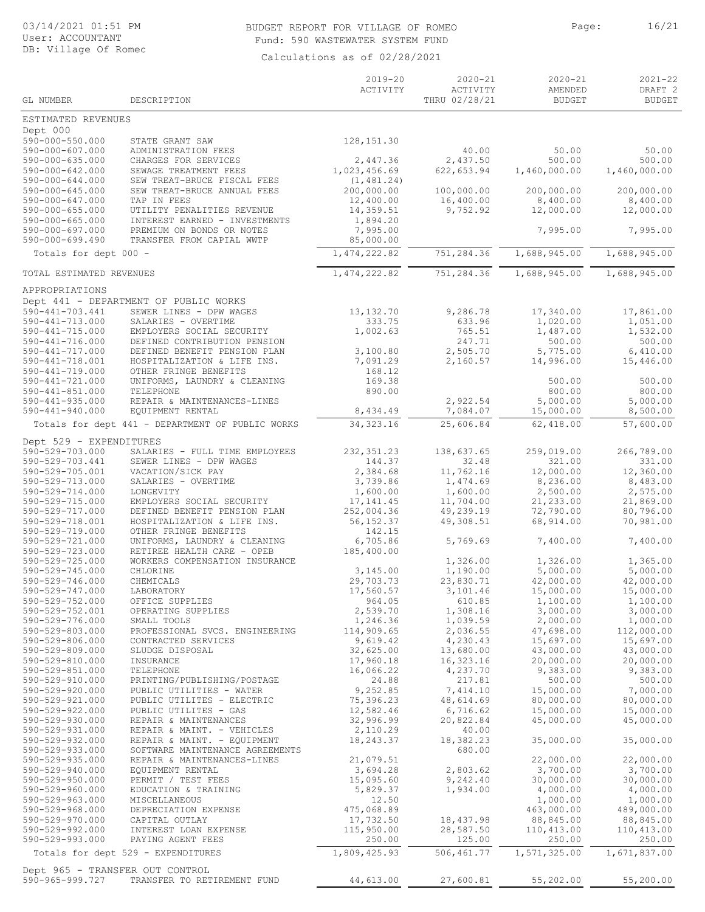# BUDGET REPORT FOR VILLAGE OF ROMEO

Fund: 590 WASTEWATER SYSTEM FUND

Calculations as of 02/28/2021

| GL NUMBER | DESCRIPTION | 2019-20 ACTIVITY | 2020-21 ACTIVITY THRU 02/28/21 | 2020-21 AMENDED BUDGET | 2021-22 DRAFT 2 BUDGET |
|---|---|---|---|---|---|
| **ESTIMATED REVENUES** | | | | | |
| Dept 000 | | | | | |
| 590-000-550.000 | STATE GRANT SAW | 128,151.30 | | | |
| 590-000-607.000 | ADMINISTRATION FEES | | 40.00 | 50.00 | 50.00 |
| 590-000-635.000 | CHARGES FOR SERVICES | 2,447.36 | 2,437.50 | 500.00 | 500.00 |
| 590-000-642.000 | SEWAGE TREATMENT FEES | 1,023,456.69 | 622,653.94 | 1,460,000.00 | 1,460,000.00 |
| 590-000-644.000 | SEW TREAT-BRUCE FISCAL FEES | (1,481.24) | | | |
| 590-000-645.000 | SEW TREAT-BRUCE ANNUAL FEES | 200,000.00 | 100,000.00 | 200,000.00 | 200,000.00 |
| 590-000-647.000 | TAP IN FEES | 12,400.00 | 16,400.00 | 8,400.00 | 8,400.00 |
| 590-000-655.000 | UTILITY PENALITIES REVENUE | 14,359.51 | 9,752.92 | 12,000.00 | 12,000.00 |
| 590-000-665.000 | INTEREST EARNED - INVESTMENTS | 1,894.20 | | | |
| 590-000-697.000 | PREMIUM ON BONDS OR NOTES | 7,995.00 | | 7,995.00 | 7,995.00 |
| 590-000-699.490 | TRANSFER FROM CAPIAL WWTP | 85,000.00 | | | |
| Totals for dept 000 - | | 1,474,222.82 | 751,284.36 | 1,688,945.00 | 1,688,945.00 |
| TOTAL ESTIMATED REVENUES | | 1,474,222.82 | 751,284.36 | 1,688,945.00 | 1,688,945.00 |
| **APPROPRIATIONS** | | | | | |
| Dept 441 - DEPARTMENT OF PUBLIC WORKS | | | | | |
| 590-441-703.441 | SEWER LINES - DPW WAGES | 13,132.70 | 9,286.78 | 17,340.00 | 17,861.00 |
| 590-441-713.000 | SALARIES - OVERTIME | 333.75 | 633.96 | 1,020.00 | 1,051.00 |
| 590-441-715.000 | EMPLOYERS SOCIAL SECURITY | 1,002.63 | 765.51 | 1,487.00 | 1,532.00 |
| 590-441-716.000 | DEFINED CONTRIBUTION PENSION | | 247.71 | 500.00 | 500.00 |
| 590-441-717.000 | DEFINED BENEFIT PENSION PLAN | 3,100.80 | 2,505.70 | 5,775.00 | 6,410.00 |
| 590-441-718.001 | HOSPITALIZATION & LIFE INS. | 7,091.29 | 2,160.57 | 14,996.00 | 15,446.00 |
| 590-441-719.000 | OTHER FRINGE BENEFITS | 168.12 | | | |
| 590-441-721.000 | UNIFORMS, LAUNDRY & CLEANING | 169.38 | | 500.00 | 500.00 |
| 590-441-851.000 | TELEPHONE | 890.00 | | 800.00 | 800.00 |
| 590-441-935.000 | REPAIR & MAINTENANCES-LINES | | 2,922.54 | 5,000.00 | 5,000.00 |
| 590-441-940.000 | EQUIPMENT RENTAL | 8,434.49 | 7,084.07 | 15,000.00 | 8,500.00 |
| Totals for dept 441 - DEPARTMENT OF PUBLIC WORKS | | 34,323.16 | 25,606.84 | 62,418.00 | 57,600.00 |
| Dept 529 - EXPENDITURES | | | | | |
| 590-529-703.000 | SALARIES - FULL TIME EMPLOYEES | 232,351.23 | 138,637.65 | 259,019.00 | 266,789.00 |
| 590-529-703.441 | SEWER LINES - DPW WAGES | 144.37 | 32.48 | 321.00 | 331.00 |
| 590-529-705.001 | VACATION/SICK PAY | 2,384.68 | 11,762.16 | 12,000.00 | 12,360.00 |
| 590-529-713.000 | SALARIES - OVERTIME | 3,739.86 | 1,474.69 | 8,236.00 | 8,483.00 |
| 590-529-714.000 | LONGEVITY | 1,600.00 | 1,600.00 | 2,500.00 | 2,575.00 |
| 590-529-715.000 | EMPLOYERS SOCIAL SECURITY | 17,141.45 | 11,704.00 | 21,233.00 | 21,869.00 |
| 590-529-717.000 | DEFINED BENEFIT PENSION PLAN | 252,004.36 | 49,239.19 | 72,790.00 | 80,796.00 |
| 590-529-718.001 | HOSPITALIZATION & LIFE INS. | 56,152.37 | 49,308.51 | 68,914.00 | 70,981.00 |
| 590-529-719.000 | OTHER FRINGE BENEFITS | 142.15 | | | |
| 590-529-721.000 | UNIFORMS, LAUNDRY & CLEANING | 6,705.86 | 5,769.69 | 7,400.00 | 7,400.00 |
| 590-529-723.000 | RETIREE HEALTH CARE - OPEB | 185,400.00 | | | |
| 590-529-725.000 | WORKERS COMPENSATION INSURANCE | | 1,326.00 | 1,326.00 | 1,365.00 |
| 590-529-745.000 | CHLORINE | 3,145.00 | 1,190.00 | 5,000.00 | 5,000.00 |
| 590-529-746.000 | CHEMICALS | 29,703.73 | 23,830.71 | 42,000.00 | 42,000.00 |
| 590-529-747.000 | LABORATORY | 17,560.57 | 3,101.46 | 15,000.00 | 15,000.00 |
| 590-529-752.000 | OFFICE SUPPLIES | 964.05 | 610.85 | 1,100.00 | 1,100.00 |
| 590-529-752.001 | OPERATING SUPPLIES | 2,539.70 | 1,308.16 | 3,000.00 | 3,000.00 |
| 590-529-776.000 | SMALL TOOLS | 1,246.36 | 1,039.59 | 2,000.00 | 1,000.00 |
| 590-529-803.000 | PROFESSIONAL SVCS. ENGINEERING | 114,909.65 | 2,036.55 | 47,698.00 | 112,000.00 |
| 590-529-806.000 | CONTRACTED SERVICES | 9,619.42 | 4,230.43 | 15,697.00 | 15,697.00 |
| 590-529-809.000 | SLUDGE DISPOSAL | 32,625.00 | 13,680.00 | 43,000.00 | 43,000.00 |
| 590-529-810.000 | INSURANCE | 17,960.18 | 16,323.16 | 20,000.00 | 20,000.00 |
| 590-529-851.000 | TELEPHONE | 16,066.22 | 4,237.70 | 9,383.00 | 9,383.00 |
| 590-529-910.000 | PRINTING/PUBLISHING/POSTAGE | 24.88 | 217.81 | 500.00 | 500.00 |
| 590-529-920.000 | PUBLIC UTILITES - WATER | 9,252.85 | 7,414.10 | 15,000.00 | 7,000.00 |
| 590-529-921.000 | PUBLIC UTILITES - ELECTRIC | 75,396.23 | 48,614.69 | 80,000.00 | 80,000.00 |
| 590-529-922.000 | PUBLIC UTILITES - GAS | 12,582.46 | 6,716.62 | 15,000.00 | 15,000.00 |
| 590-529-930.000 | REPAIR & MAINTENANCES | 32,996.99 | 20,822.84 | 45,000.00 | 45,000.00 |
| 590-529-931.000 | REPAIR & MAINT. - VEHICLES | 2,110.29 | 40.00 | | |
| 590-529-932.000 | REPAIR & MAINT. - EQUIPMENT | 18,243.37 | 18,382.23 | 35,000.00 | 35,000.00 |
| 590-529-933.000 | SOFTWARE MAINTENANCE AGREEMENTS | | 680.00 | | |
| 590-529-935.000 | REPAIR & MAINTENANCES-LINES | 21,079.51 | | 22,000.00 | 22,000.00 |
| 590-529-940.000 | EQUIPMENT RENTAL | 3,694.28 | 2,803.62 | 3,700.00 | 3,700.00 |
| 590-529-950.000 | PERMIT / TEST FEES | 15,095.60 | 9,242.40 | 30,000.00 | 30,000.00 |
| 590-529-960.000 | EDUCATION & TRAINING | 5,829.37 | 1,934.00 | 4,000.00 | 4,000.00 |
| 590-529-963.000 | MISCELLANEOUS | 12.50 | | 1,000.00 | 1,000.00 |
| 590-529-968.000 | DEPRECIATION EXPENSE | 475,068.89 | | 463,000.00 | 489,000.00 |
| 590-529-970.000 | CAPITAL OUTLAY | 17,732.50 | 18,437.98 | 88,845.00 | 88,845.00 |
| 590-529-992.000 | INTEREST LOAN EXPENSE | 115,950.00 | 28,587.50 | 110,413.00 | 110,413.00 |
| 590-529-993.000 | PAYING AGENT FEES | 250.00 | 125.00 | 250.00 | 250.00 |
| Totals for dept 529 - EXPENDITURES | | 1,809,425.93 | 506,461.77 | 1,571,325.00 | 1,671,837.00 |
| Dept 965 - TRANSFER OUT CONTROL | | | | | |
| 590-965-999.727 | TRANSFER TO RETIREMENT FUND | 44,613.00 | 27,600.81 | 55,202.00 | 55,200.00 |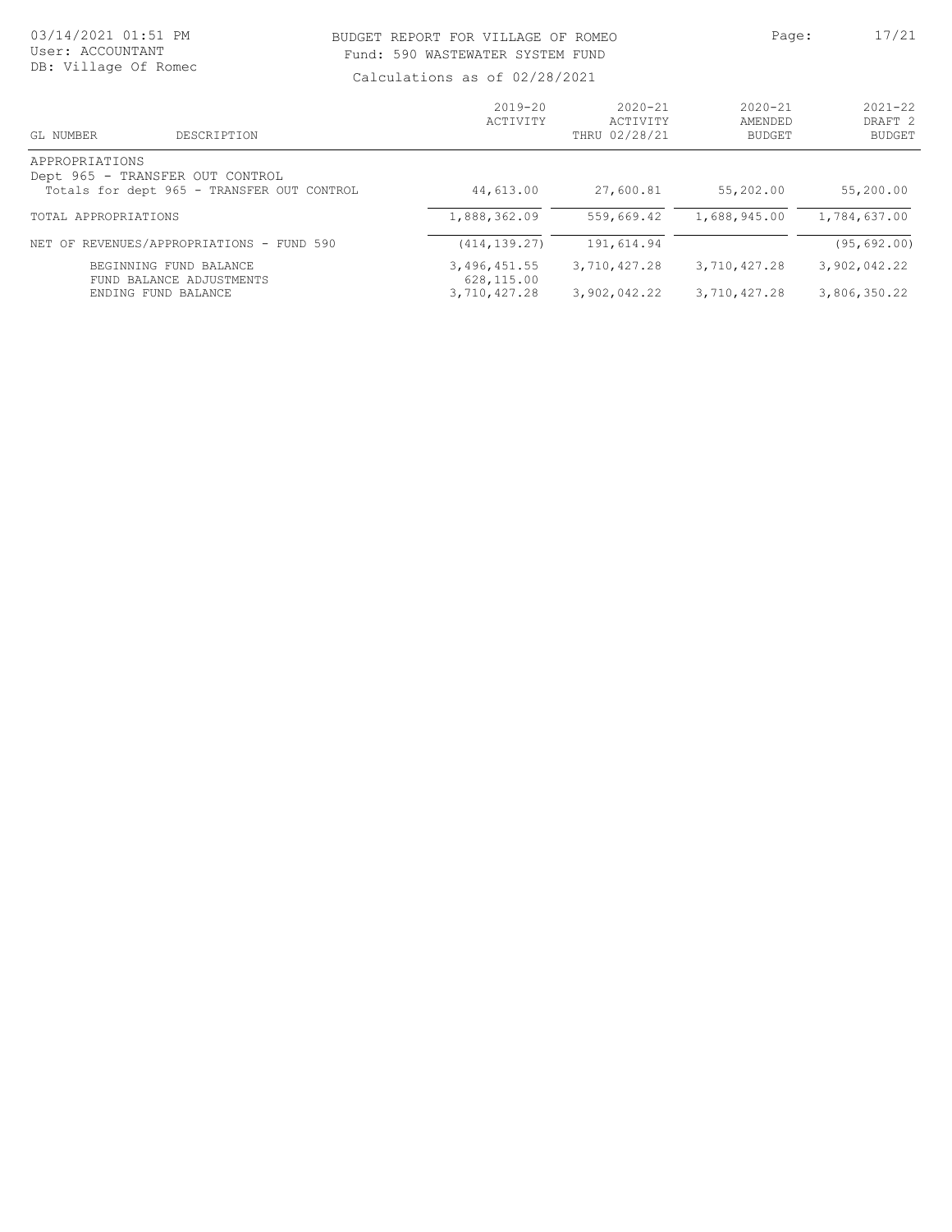BUDGET REPORT FOR VILLAGE OF ROMEO
Fund: 590 WASTEWATER SYSTEM FUND

Calculations as of 02/28/2021

| GL NUMBER | DESCRIPTION | 2019-20 ACTIVITY | 2020-21 ACTIVITY THRU 02/28/21 | 2020-21 AMENDED BUDGET | 2021-22 DRAFT 2 BUDGET |
|---|---|---|---|---|---|
| APPROPRIATIONS | | | | | |
| Dept 965 - TRANSFER OUT CONTROL | | | | | |
| | Totals for dept 965 - TRANSFER OUT CONTROL | 44,613.00 | 27,600.81 | 55,202.00 | 55,200.00 |
| TOTAL APPROPRIATIONS | | 1,888,362.09 | 559,669.42 | 1,688,945.00 | 1,784,637.00 |
| NET OF REVENUES/APPROPRIATIONS - FUND 590 | | (414,139.27) | 191,614.94 | | (95,692.00) |
| | BEGINNING FUND BALANCE | 3,496,451.55 | 3,710,427.28 | 3,710,427.28 | 3,902,042.22 |
| | FUND BALANCE ADJUSTMENTS | 628,115.00 | | | |
| | ENDING FUND BALANCE | 3,710,427.28 | 3,902,042.22 | 3,710,427.28 | 3,806,350.22 |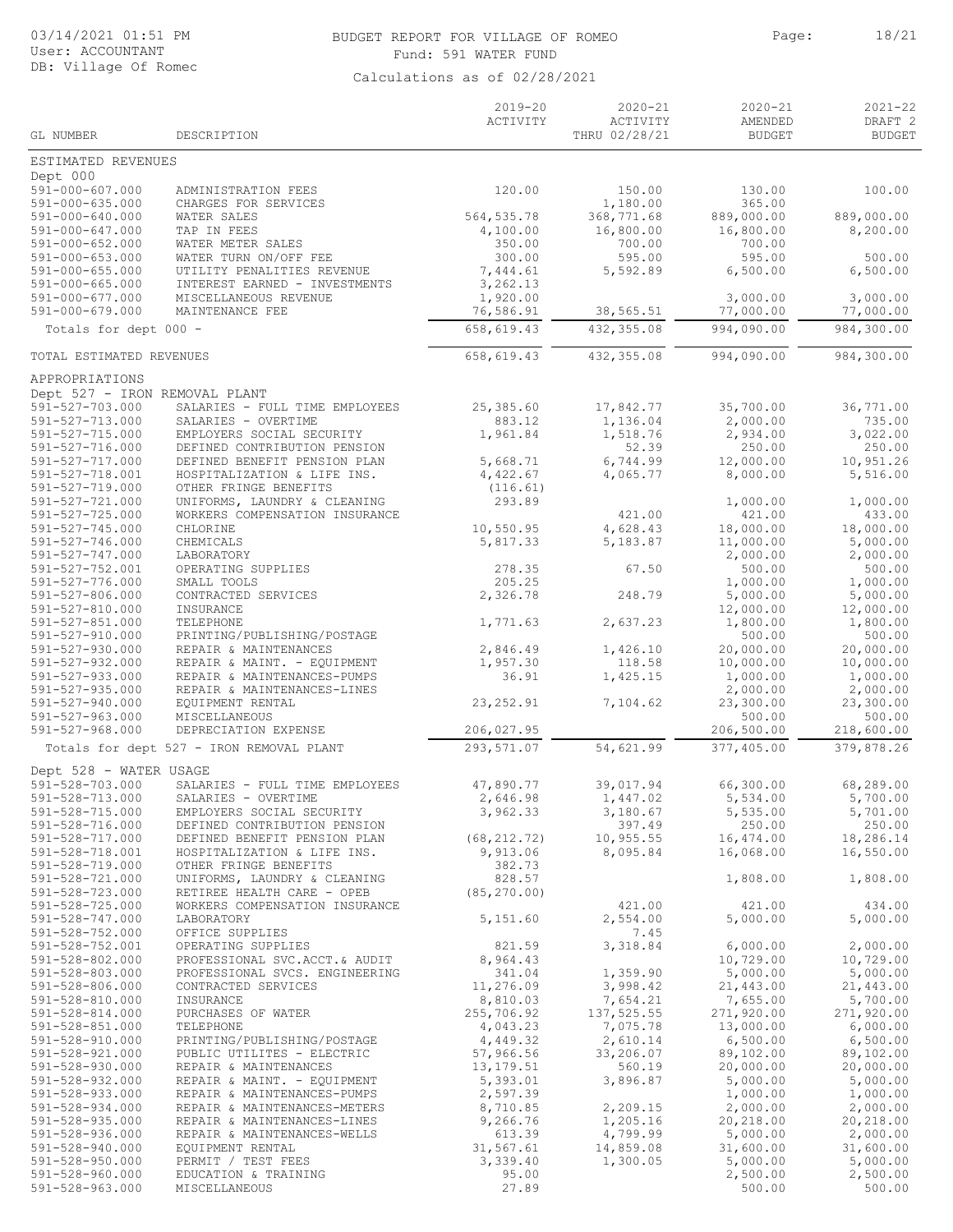BUDGET REPORT FOR VILLAGE OF ROMEO

Fund: 591 WATER FUND

Calculations as of 02/28/2021

| GL NUMBER | DESCRIPTION | 2019-20 ACTIVITY | 2020-21 ACTIVITY THRU 02/28/21 | 2020-21 AMENDED BUDGET | 2021-22 DRAFT 2 BUDGET |
|---|---|---|---|---|---|
| ESTIMATED REVENUES | | | | | |
| Dept 000 | | | | | |
| 591-000-607.000 | ADMINISTRATION FEES | 120.00 | 150.00 | 130.00 | 100.00 |
| 591-000-635.000 | CHARGES FOR SERVICES | | 1,180.00 | 365.00 | |
| 591-000-640.000 | WATER SALES | 564,535.78 | 368,771.68 | 889,000.00 | 889,000.00 |
| 591-000-647.000 | TAP IN FEES | 4,100.00 | 16,800.00 | 16,800.00 | 8,200.00 |
| 591-000-652.000 | WATER METER SALES | 350.00 | 700.00 | 700.00 | |
| 591-000-653.000 | WATER TURN ON/OFF FEE | 300.00 | 595.00 | 595.00 | 500.00 |
| 591-000-655.000 | UTILITY PENALITIES REVENUE | 7,444.61 | 5,592.89 | 6,500.00 | 6,500.00 |
| 591-000-665.000 | INTEREST EARNED - INVESTMENTS | 3,262.13 | | | |
| 591-000-677.000 | MISCELLANEOUS REVENUE | 1,920.00 | | 3,000.00 | 3,000.00 |
| 591-000-679.000 | MAINTENANCE FEE | 76,586.91 | 38,565.51 | 77,000.00 | 77,000.00 |
| Totals for dept 000 - | | 658,619.43 | 432,355.08 | 994,090.00 | 984,300.00 |
| TOTAL ESTIMATED REVENUES | | 658,619.43 | 432,355.08 | 994,090.00 | 984,300.00 |
| APPROPRIATIONS | | | | | |
| Dept 527 - IRON REMOVAL PLANT | | | | | |
| 591-527-703.000 | SALARIES - FULL TIME EMPLOYEES | 25,385.60 | 17,842.77 | 35,700.00 | 36,771.00 |
| 591-527-713.000 | SALARIES - OVERTIME | 883.12 | 1,136.04 | 2,000.00 | 735.00 |
| 591-527-715.000 | EMPLOYERS SOCIAL SECURITY | 1,961.84 | 1,518.76 | 2,934.00 | 3,022.00 |
| 591-527-716.000 | DEFINED CONTRIBUTION PENSION | | 52.39 | 250.00 | 250.00 |
| 591-527-717.000 | DEFINED BENEFIT PENSION PLAN | 5,668.71 | 6,744.99 | 12,000.00 | 10,951.26 |
| 591-527-718.001 | HOSPITALIZATION & LIFE INS. | 4,422.67 | 4,065.77 | 8,000.00 | 5,516.00 |
| 591-527-719.000 | OTHER FRINGE BENEFITS | (116.61) | | | |
| 591-527-721.000 | UNIFORMS, LAUNDRY & CLEANING | 293.89 | | 1,000.00 | 1,000.00 |
| 591-527-725.000 | WORKERS COMPENSATION INSURANCE | | 421.00 | 421.00 | 433.00 |
| 591-527-745.000 | CHLORINE | 10,550.95 | 4,628.43 | 18,000.00 | 18,000.00 |
| 591-527-746.000 | CHEMICALS | 5,817.33 | 5,183.87 | 11,000.00 | 5,000.00 |
| 591-527-747.000 | LABORATORY | | | 2,000.00 | 2,000.00 |
| 591-527-752.001 | OPERATING SUPPLIES | 278.35 | 67.50 | 500.00 | 500.00 |
| 591-527-776.000 | SMALL TOOLS | 205.25 | | 1,000.00 | 1,000.00 |
| 591-527-806.000 | CONTRACTED SERVICES | 2,326.78 | 248.79 | 5,000.00 | 5,000.00 |
| 591-527-810.000 | INSURANCE | | | 12,000.00 | 12,000.00 |
| 591-527-851.000 | TELEPHONE | 1,771.63 | 2,637.23 | 1,800.00 | 1,800.00 |
| 591-527-910.000 | PRINTING/PUBLISHING/POSTAGE | | | 500.00 | 500.00 |
| 591-527-930.000 | REPAIR & MAINTENANCES | 2,846.49 | 1,426.10 | 20,000.00 | 20,000.00 |
| 591-527-932.000 | REPAIR & MAINT. - EQUIPMENT | 1,957.30 | 118.58 | 10,000.00 | 10,000.00 |
| 591-527-933.000 | REPAIR & MAINTENANCES-PUMPS | 36.91 | 1,425.15 | 1,000.00 | 1,000.00 |
| 591-527-935.000 | REPAIR & MAINTENANCES-LINES | | | 2,000.00 | 2,000.00 |
| 591-527-940.000 | EQUIPMENT RENTAL | 23,252.91 | 7,104.62 | 23,300.00 | 23,300.00 |
| 591-527-963.000 | MISCELLANEOUS | | | 500.00 | 500.00 |
| 591-527-968.000 | DEPRECIATION EXPENSE | 206,027.95 | | 206,500.00 | 218,600.00 |
| Totals for dept 527 - IRON REMOVAL PLANT | | 293,571.07 | 54,621.99 | 377,405.00 | 379,878.26 |
| Dept 528 - WATER USAGE | | | | | |
| 591-528-703.000 | SALARIES - FULL TIME EMPLOYEES | 47,890.77 | 39,017.94 | 66,300.00 | 68,289.00 |
| 591-528-713.000 | SALARIES - OVERTIME | 2,646.98 | 1,447.02 | 5,534.00 | 5,700.00 |
| 591-528-715.000 | EMPLOYERS SOCIAL SECURITY | 3,962.33 | 3,180.67 | 5,535.00 | 5,701.00 |
| 591-528-716.000 | DEFINED CONTRIBUTION PENSION | | 397.49 | 250.00 | 250.00 |
| 591-528-717.000 | DEFINED BENEFIT PENSION PLAN | (68,212.72) | 10,955.55 | 16,474.00 | 18,286.14 |
| 591-528-718.001 | HOSPITALIZATION & LIFE INS. | 9,913.06 | 8,095.84 | 16,068.00 | 16,550.00 |
| 591-528-719.000 | OTHER FRINGE BENEFITS | 382.73 | | | |
| 591-528-721.000 | UNIFORMS, LAUNDRY & CLEANING | 828.57 | | 1,808.00 | 1,808.00 |
| 591-528-723.000 | RETIREE HEALTH CARE - OPEB | (85,270.00) | | | |
| 591-528-725.000 | WORKERS COMPENSATION INSURANCE | | 421.00 | 421.00 | 434.00 |
| 591-528-747.000 | LABORATORY | 5,151.60 | 2,554.00 | 5,000.00 | 5,000.00 |
| 591-528-752.000 | OFFICE SUPPLIES | | 7.45 | | |
| 591-528-752.001 | OPERATING SUPPLIES | 821.59 | 3,318.84 | 6,000.00 | 2,000.00 |
| 591-528-802.000 | PROFESSIONAL SVC.ACCT.& AUDIT | 8,964.43 | | 10,729.00 | 10,729.00 |
| 591-528-803.000 | PROFESSIONAL SVCS. ENGINEERING | 341.04 | 1,359.90 | 5,000.00 | 5,000.00 |
| 591-528-806.000 | CONTRACTED SERVICES | 11,276.09 | 3,998.42 | 21,443.00 | 21,443.00 |
| 591-528-810.000 | INSURANCE | 8,810.03 | 7,654.21 | 7,655.00 | 5,700.00 |
| 591-528-814.000 | PURCHASES OF WATER | 255,706.92 | 137,525.55 | 271,920.00 | 271,920.00 |
| 591-528-851.000 | TELEPHONE | 4,043.23 | 7,075.78 | 13,000.00 | 6,000.00 |
| 591-528-910.000 | PRINTING/PUBLISHING/POSTAGE | 4,449.32 | 2,610.14 | 6,500.00 | 6,500.00 |
| 591-528-921.000 | PUBLIC UTILITES - ELECTRIC | 57,966.56 | 33,206.07 | 89,102.00 | 89,102.00 |
| 591-528-930.000 | REPAIR & MAINTENANCES | 13,179.51 | 560.19 | 20,000.00 | 20,000.00 |
| 591-528-932.000 | REPAIR & MAINT. - EQUIPMENT | 5,393.01 | 3,896.87 | 5,000.00 | 5,000.00 |
| 591-528-933.000 | REPAIR & MAINTENANCES-PUMPS | 2,597.39 | | 1,000.00 | 1,000.00 |
| 591-528-934.000 | REPAIR & MAINTENANCES-METERS | 8,710.85 | 2,209.15 | 2,000.00 | 2,000.00 |
| 591-528-935.000 | REPAIR & MAINTENANCES-LINES | 9,266.76 | 1,205.16 | 20,218.00 | 20,218.00 |
| 591-528-936.000 | REPAIR & MAINTENANCES-WELLS | 613.39 | 4,799.99 | 5,000.00 | 2,000.00 |
| 591-528-940.000 | EQUIPMENT RENTAL | 31,567.61 | 14,859.08 | 31,600.00 | 31,600.00 |
| 591-528-950.000 | PERMIT / TEST FEES | 3,339.40 | 1,300.05 | 5,000.00 | 5,000.00 |
| 591-528-960.000 | EDUCATION & TRAINING | 95.00 | | 2,500.00 | 2,500.00 |
| 591-528-963.000 | MISCELLANEOUS | 27.89 | | 500.00 | 500.00 |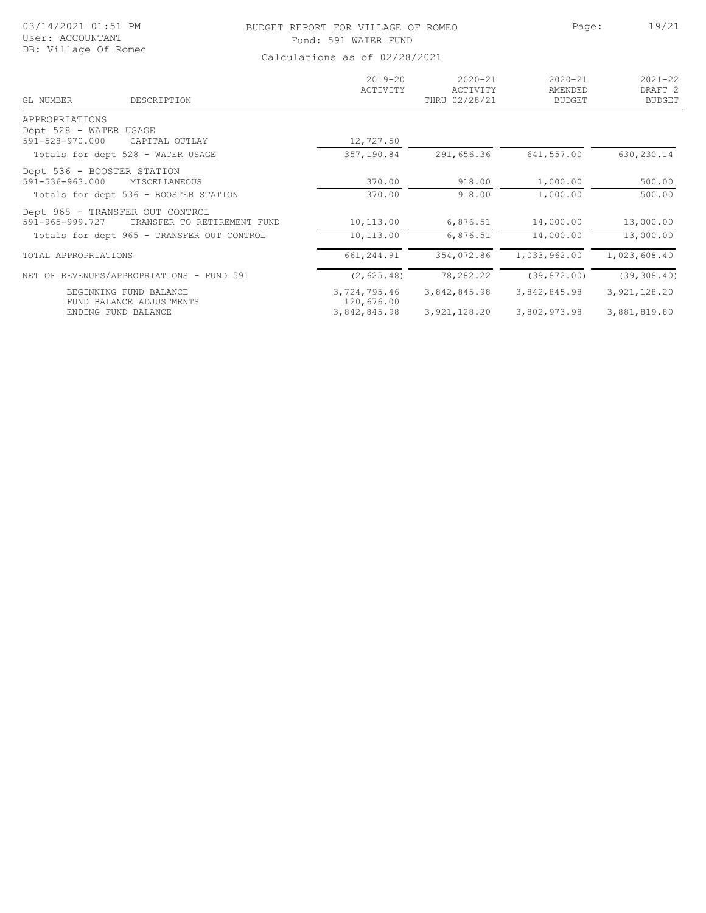# BUDGET REPORT FOR VILLAGE OF ROMEO

Fund: 591 WATER FUND

Calculations as of 02/28/2021

03/14/2021 01:51 PM
User: ACCOUNTANT
DB: Village Of Romeo

| GL NUMBER | DESCRIPTION | 2019-20 ACTIVITY | 2020-21 ACTIVITY THRU 02/28/21 | 2020-21 AMENDED BUDGET | 2021-22 DRAFT 2 BUDGET |
|---|---|---|---|---|---|
| APPROPRIATIONS | | | | | |
| Dept 528 - WATER USAGE | | | | | |
| 591-528-970.000 | CAPITAL OUTLAY | 12,727.50 | | | |
| Totals for dept 528 - WATER USAGE | | 357,190.84 | 291,656.36 | 641,557.00 | 630,230.14 |
| Dept 536 - BOOSTER STATION | | | | | |
| 591-536-963.000 | MISCELLANEOUS | 370.00 | 918.00 | 1,000.00 | 500.00 |
| Totals for dept 536 - BOOSTER STATION | | 370.00 | 918.00 | 1,000.00 | 500.00 |
| Dept 965 - TRANSFER OUT CONTROL | | | | | |
| 591-965-999.727 | TRANSFER TO RETIREMENT FUND | 10,113.00 | 6,876.51 | 14,000.00 | 13,000.00 |
| Totals for dept 965 - TRANSFER OUT CONTROL | | 10,113.00 | 6,876.51 | 14,000.00 | 13,000.00 |
| TOTAL APPROPRIATIONS | | 661,244.91 | 354,072.86 | 1,033,962.00 | 1,023,608.40 |
| NET OF REVENUES/APPROPRIATIONS - FUND 591 | | (2,625.48) | 78,282.22 | (39,872.00) | (39,308.40) |
| | BEGINNING FUND BALANCE | 3,724,795.46 | 3,842,845.98 | 3,842,845.98 | 3,921,128.20 |
| | FUND BALANCE ADJUSTMENTS | 120,676.00 | | | |
| | ENDING FUND BALANCE | 3,842,845.98 | 3,921,128.20 | 3,802,973.98 | 3,881,819.80 |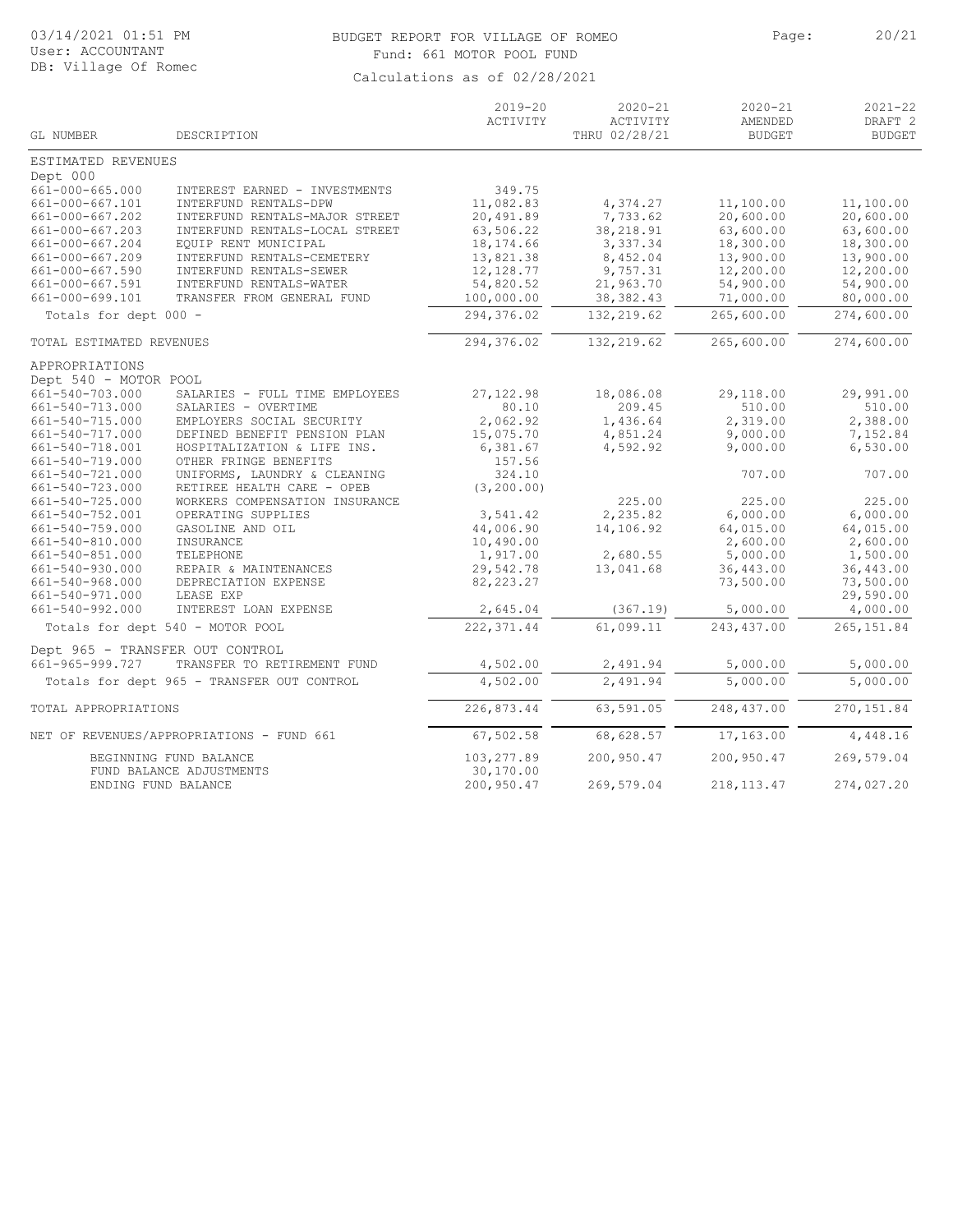# BUDGET REPORT FOR VILLAGE OF ROMEO

Fund: 661 MOTOR POOL FUND

Calculations as of 02/28/2021

03/14/2021 01:51 PM
User: ACCOUNTANT
DB: Village Of Romec

| GL NUMBER | DESCRIPTION | 2019-20 ACTIVITY | 2020-21 ACTIVITY THRU 02/28/21 | 2020-21 AMENDED BUDGET | 2021-22 DRAFT 2 BUDGET |
|---|---|---|---|---|---|
| ESTIMATED REVENUES | | | | | |
| Dept 000 | | | | | |
| 661-000-665.000 | INTEREST EARNED - INVESTMENTS | 349.75 | | | |
| 661-000-667.101 | INTERFUND RENTALS-DPW | 11,082.83 | 4,374.27 | 11,100.00 | 11,100.00 |
| 661-000-667.202 | INTERFUND RENTALS-MAJOR STREET | 20,491.89 | 7,733.62 | 20,600.00 | 20,600.00 |
| 661-000-667.203 | INTERFUND RENTALS-LOCAL STREET | 63,506.22 | 38,218.91 | 63,600.00 | 63,600.00 |
| 661-000-667.204 | EQUIP RENT MUNICIPAL | 18,174.66 | 3,337.34 | 18,300.00 | 18,300.00 |
| 661-000-667.209 | INTERFUND RENTALS-CEMETERY | 13,821.38 | 8,452.04 | 13,900.00 | 13,900.00 |
| 661-000-667.590 | INTERFUND RENTALS-SEWER | 12,128.77 | 9,757.31 | 12,200.00 | 12,200.00 |
| 661-000-667.591 | INTERFUND RENTALS-WATER | 54,820.52 | 21,963.70 | 54,900.00 | 54,900.00 |
| 661-000-699.101 | TRANSFER FROM GENERAL FUND | 100,000.00 | 38,382.43 | 71,000.00 | 80,000.00 |
| Totals for dept 000 - | | 294,376.02 | 132,219.62 | 265,600.00 | 274,600.00 |
| TOTAL ESTIMATED REVENUES | | 294,376.02 | 132,219.62 | 265,600.00 | 274,600.00 |
| APPROPRIATIONS | | | | | |
| Dept 540 - MOTOR POOL | | | | | |
| 661-540-703.000 | SALARIES - FULL TIME EMPLOYEES | 27,122.98 | 18,086.08 | 29,118.00 | 29,991.00 |
| 661-540-713.000 | SALARIES - OVERTIME | 80.10 | 209.45 | 510.00 | 510.00 |
| 661-540-715.000 | EMPLOYERS SOCIAL SECURITY | 2,062.92 | 1,436.64 | 2,319.00 | 2,388.00 |
| 661-540-717.000 | DEFINED BENEFIT PENSION PLAN | 15,075.70 | 4,851.24 | 9,000.00 | 7,152.84 |
| 661-540-718.001 | HOSPITALIZATION & LIFE INS. | 6,381.67 | 4,592.92 | 9,000.00 | 6,530.00 |
| 661-540-719.000 | OTHER FRINGE BENEFITS | 157.56 | | | |
| 661-540-721.000 | UNIFORMS, LAUNDRY & CLEANING | 324.10 | | 707.00 | 707.00 |
| 661-540-723.000 | RETIREE HEALTH CARE - OPEB | (3,200.00) | | | |
| 661-540-725.000 | WORKERS COMPENSATION INSURANCE | | 225.00 | 225.00 | 225.00 |
| 661-540-752.001 | OPERATING SUPPLIES | 3,541.42 | 2,235.82 | 6,000.00 | 6,000.00 |
| 661-540-759.000 | GASOLINE AND OIL | 44,006.90 | 14,106.92 | 64,015.00 | 64,015.00 |
| 661-540-810.000 | INSURANCE | 10,490.00 | | 2,600.00 | 2,600.00 |
| 661-540-851.000 | TELEPHONE | 1,917.00 | 2,680.55 | 5,000.00 | 1,500.00 |
| 661-540-930.000 | REPAIR & MAINTENANCES | 29,542.78 | 13,041.68 | 36,443.00 | 36,443.00 |
| 661-540-968.000 | DEPRECIATION EXPENSE | 82,223.27 | | 73,500.00 | 73,500.00 |
| 661-540-971.000 | LEASE EXP | | | | 29,590.00 |
| 661-540-992.000 | INTEREST LOAN EXPENSE | 2,645.04 | (367.19) | 5,000.00 | 4,000.00 |
| Totals for dept 540 - MOTOR POOL | | 222,371.44 | 61,099.11 | 243,437.00 | 265,151.84 |
| Dept 965 - TRANSFER OUT CONTROL | | | | | |
| 661-965-999.727 | TRANSFER TO RETIREMENT FUND | 4,502.00 | 2,491.94 | 5,000.00 | 5,000.00 |
| Totals for dept 965 - TRANSFER OUT CONTROL | | 4,502.00 | 2,491.94 | 5,000.00 | 5,000.00 |
| TOTAL APPROPRIATIONS | | 226,873.44 | 63,591.05 | 248,437.00 | 270,151.84 |
| NET OF REVENUES/APPROPRIATIONS - FUND 661 | | 67,502.58 | 68,628.57 | 17,163.00 | 4,448.16 |
| BEGINNING FUND BALANCE | | 103,277.89 | 200,950.47 | 200,950.47 | 269,579.04 |
| FUND BALANCE ADJUSTMENTS | | 30,170.00 | | | |
| ENDING FUND BALANCE | | 200,950.47 | 269,579.04 | 218,113.47 | 274,027.20 |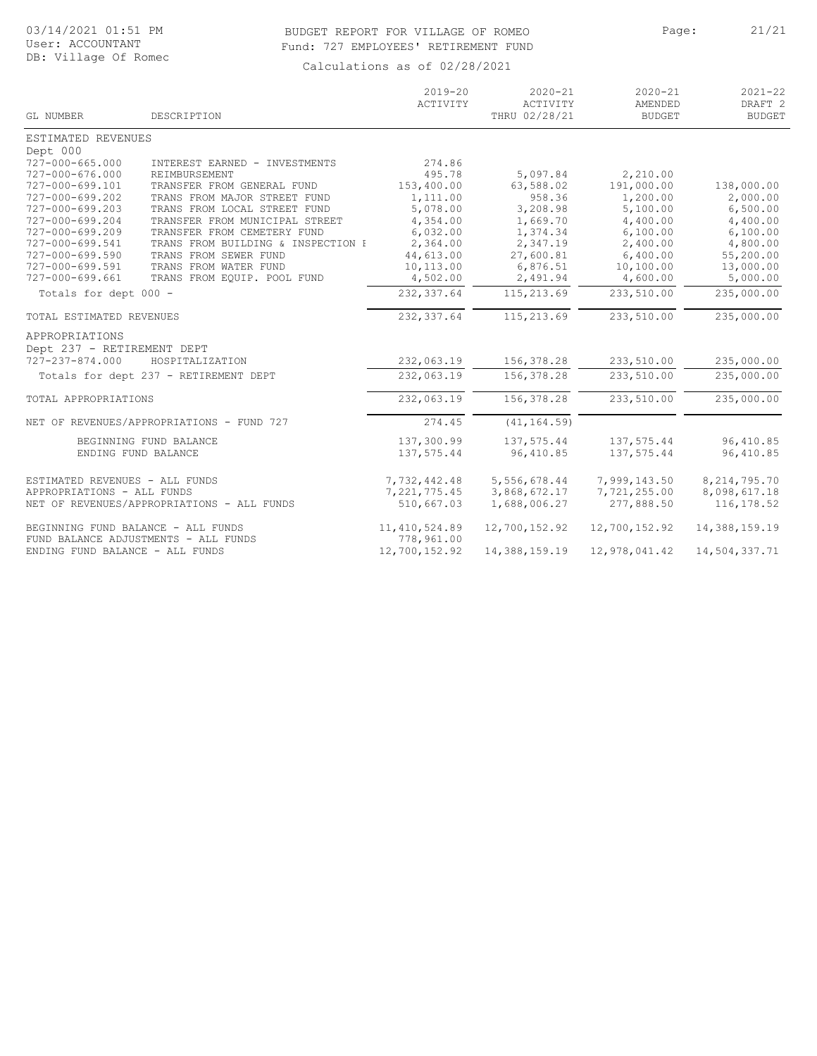03/14/2021 01:51 PM
User: ACCOUNTANT
DB: Village Of Romec

# BUDGET REPORT FOR VILLAGE OF ROMEO

## Fund: 727 EMPLOYEES' RETIREMENT FUND

Calculations as of 02/28/2021

| GL NUMBER | DESCRIPTION | 2019-20 ACTIVITY | 2020-21 ACTIVITY THRU 02/28/21 | 2020-21 AMENDED BUDGET | 2021-22 DRAFT 2 BUDGET |
|---|---|---|---|---|---|
| ESTIMATED REVENUES | | | | | |
| Dept 000 | | | | | |
| 727-000-665.000 | INTEREST EARNED - INVESTMENTS | 274.86 | | | |
| 727-000-676.000 | REIMBURSEMENT | 495.78 | 5,097.84 | 2,210.00 | |
| 727-000-699.101 | TRANSFER FROM GENERAL FUND | 153,400.00 | 63,588.02 | 191,000.00 | 138,000.00 |
| 727-000-699.202 | TRANS FROM MAJOR STREET FUND | 1,111.00 | 958.36 | 1,200.00 | 2,000.00 |
| 727-000-699.203 | TRANS FROM LOCAL STREET FUND | 5,078.00 | 3,208.98 | 5,100.00 | 6,500.00 |
| 727-000-699.204 | TRANSFER FROM MUNICIPAL STREET | 4,354.00 | 1,669.70 | 4,400.00 | 4,400.00 |
| 727-000-699.209 | TRANSFER FROM CEMETERY FUND | 6,032.00 | 1,374.34 | 6,100.00 | 6,100.00 |
| 727-000-699.541 | TRANS FROM BUILDING & INSPECTION I | 2,364.00 | 2,347.19 | 2,400.00 | 4,800.00 |
| 727-000-699.590 | TRANS FROM SEWER FUND | 44,613.00 | 27,600.81 | 6,400.00 | 55,200.00 |
| 727-000-699.591 | TRANS FROM WATER FUND | 10,113.00 | 6,876.51 | 10,100.00 | 13,000.00 |
| 727-000-699.661 | TRANS FROM EQUIP. POOL FUND | 4,502.00 | 2,491.94 | 4,600.00 | 5,000.00 |
| Totals for dept 000 - | | 232,337.64 | 115,213.69 | 233,510.00 | 235,000.00 |
| TOTAL ESTIMATED REVENUES | | 232,337.64 | 115,213.69 | 233,510.00 | 235,000.00 |
| APPROPRIATIONS | | | | | |
| Dept 237 - RETIREMENT DEPT | | | | | |
| 727-237-874.000 | HOSPITALIZATION | 232,063.19 | 156,378.28 | 233,510.00 | 235,000.00 |
| Totals for dept 237 - RETIREMENT DEPT | | 232,063.19 | 156,378.28 | 233,510.00 | 235,000.00 |
| TOTAL APPROPRIATIONS | | 232,063.19 | 156,378.28 | 233,510.00 | 235,000.00 |
| NET OF REVENUES/APPROPRIATIONS - FUND 727 | | 274.45 | (41,164.59) | | |
| BEGINNING FUND BALANCE | | 137,300.99 | 137,575.44 | 137,575.44 | 96,410.85 |
| ENDING FUND BALANCE | | 137,575.44 | 96,410.85 | 137,575.44 | 96,410.85 |
| ESTIMATED REVENUES - ALL FUNDS | | 7,732,442.48 | 5,556,678.44 | 7,999,143.50 | 8,214,795.70 |
| APPROPRIATIONS - ALL FUNDS | | 7,221,775.45 | 3,868,672.17 | 7,721,255.00 | 8,098,617.18 |
| NET OF REVENUES/APPROPRIATIONS - ALL FUNDS | | 510,667.03 | 1,688,006.27 | 277,888.50 | 116,178.52 |
| BEGINNING FUND BALANCE - ALL FUNDS | | 11,410,524.89 | 12,700,152.92 | 12,700,152.92 | 14,388,159.19 |
| FUND BALANCE ADJUSTMENTS - ALL FUNDS | | 778,961.00 | | | |
| ENDING FUND BALANCE - ALL FUNDS | | 12,700,152.92 | 14,388,159.19 | 12,978,041.42 | 14,504,337.71 |